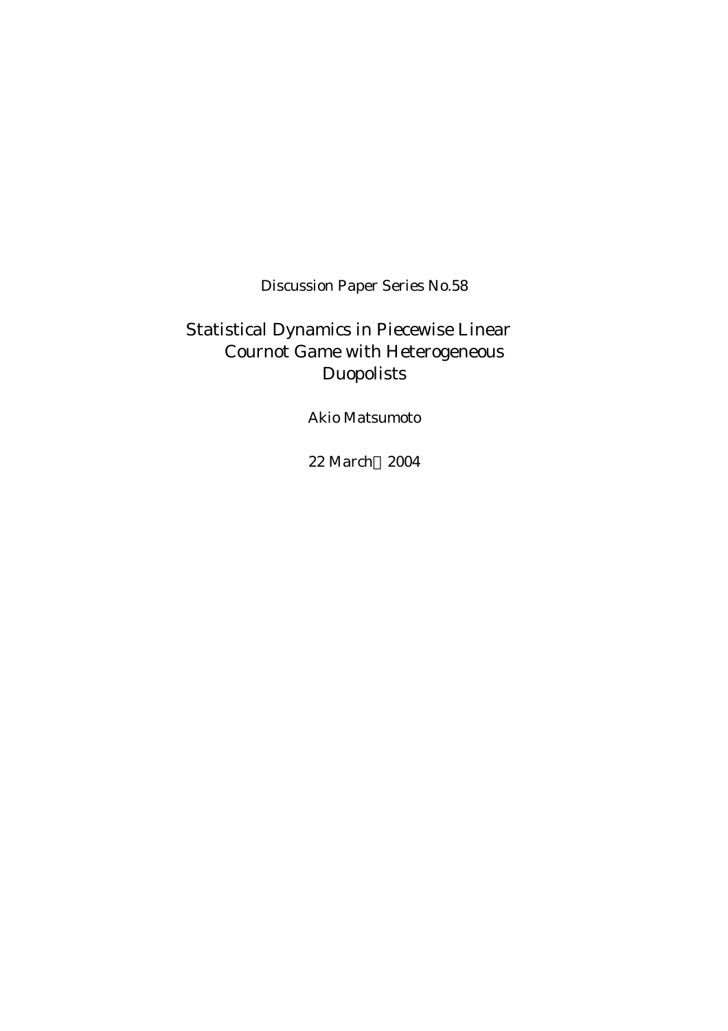Discussion Paper Series No.58

# Statistical Dynamics in Piecewise Linear Cournot Game with Heterogeneous Duopolists

Akio Matsumoto

22 March 2004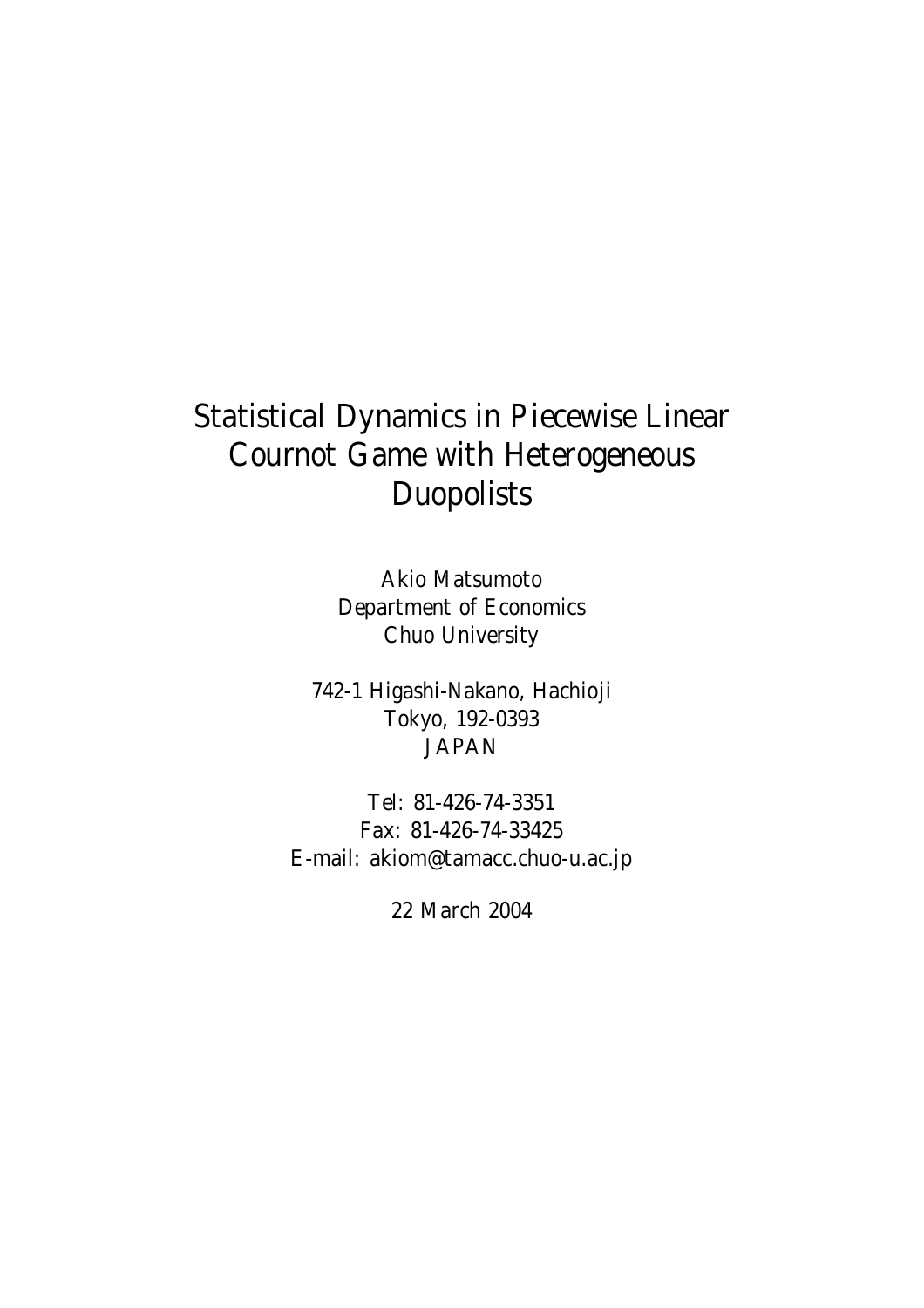# Statistical Dynamics in Piecewise Linear Cournot Game with Heterogeneous Duopolists

Akio Matsumoto
Department of Economics
Chuo University

742-1 Higashi-Nakano, Hachioji
Tokyo, 192-0393
JAPAN

Tel: 81-426-74-3351
Fax: 81-426-74-33425
E-mail: akiom@tamacc.chuo-u.ac.jp

22 March 2004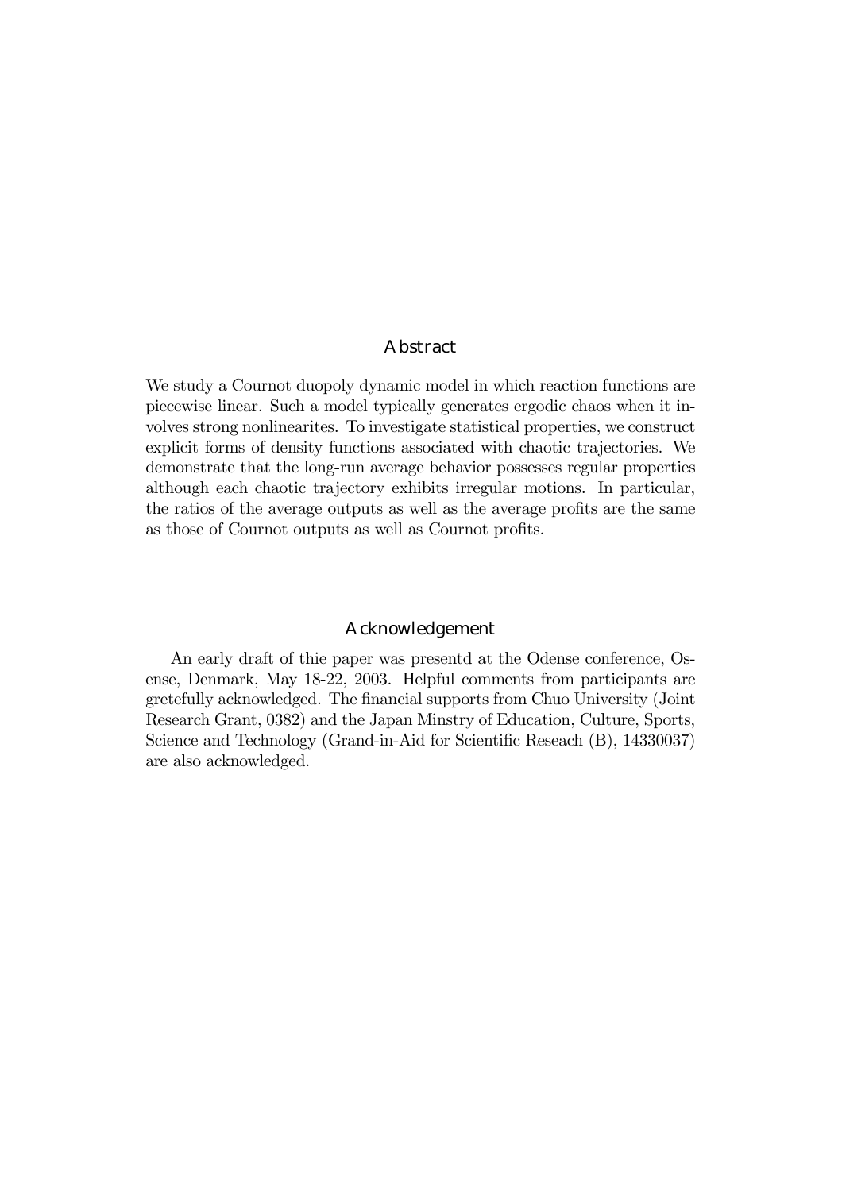## Abstract

We study a Cournot duopoly dynamic model in which reaction functions are piecewise linear. Such a model typically generates ergodic chaos when it involves strong nonlinearites. To investigate statistical properties, we construct explicit forms of density functions associated with chaotic trajectories. We demonstrate that the long-run average behavior possesses regular properties although each chaotic trajectory exhibits irregular motions. In particular, the ratios of the average outputs as well as the average profits are the same as those of Cournot outputs as well as Cournot profits.

## Acknowledgement

An early draft of thie paper was presentd at the Odense conference, Osense, Denmark, May 18-22, 2003. Helpful comments from participants are gretefully acknowledged. The financial supports from Chuo University (Joint Research Grant, 0382) and the Japan Minstry of Education, Culture, Sports, Science and Technology (Grand-in-Aid for Scientific Reseach (B), 14330037) are also acknowledged.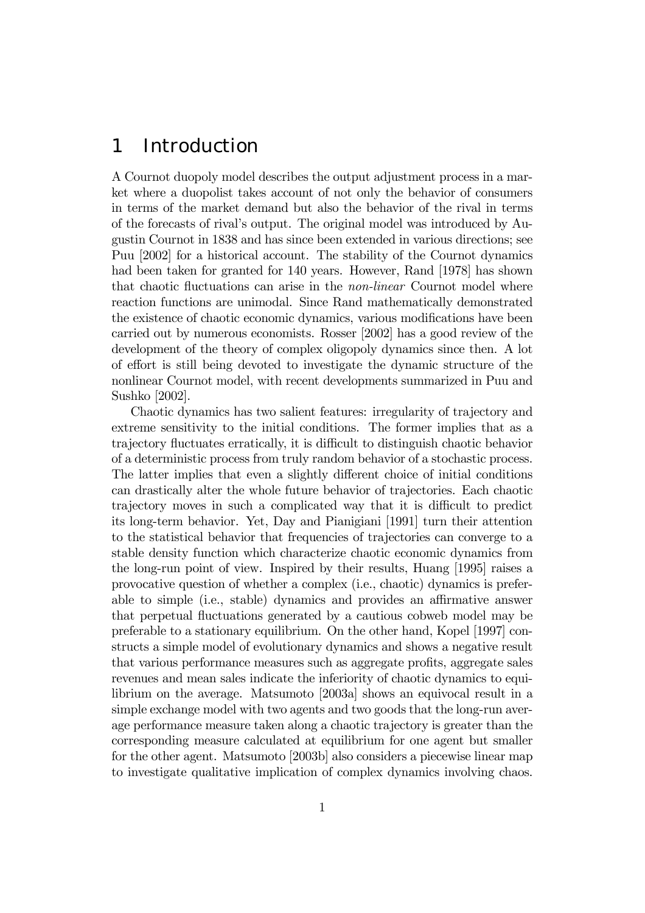# 1 Introduction

A Cournot duopoly model describes the output adjustment process in a market where a duopolist takes account of not only the behavior of consumers in terms of the market demand but also the behavior of the rival in terms of the forecasts of rival's output. The original model was introduced by Augustin Cournot in 1838 and has since been extended in various directions; see Puu [2002] for a historical account. The stability of the Cournot dynamics had been taken for granted for 140 years. However, Rand [1978] has shown that chaotic fluctuations can arise in the *non-linear* Cournot model where reaction functions are unimodal. Since Rand mathematically demonstrated the existence of chaotic economic dynamics, various modifications have been carried out by numerous economists. Rosser [2002] has a good review of the development of the theory of complex oligopoly dynamics since then. A lot of effort is still being devoted to investigate the dynamic structure of the nonlinear Cournot model, with recent developments summarized in Puu and Sushko [2002].

Chaotic dynamics has two salient features: irregularity of trajectory and extreme sensitivity to the initial conditions. The former implies that as a trajectory fluctuates erratically, it is difficult to distinguish chaotic behavior of a deterministic process from truly random behavior of a stochastic process. The latter implies that even a slightly different choice of initial conditions can drastically alter the whole future behavior of trajectories. Each chaotic trajectory moves in such a complicated way that it is difficult to predict its long-term behavior. Yet, Day and Pianigiani [1991] turn their attention to the statistical behavior that frequencies of trajectories can converge to a stable density function which characterize chaotic economic dynamics from the long-run point of view. Inspired by their results, Huang [1995] raises a provocative question of whether a complex (i.e., chaotic) dynamics is preferable to simple (i.e., stable) dynamics and provides an affirmative answer that perpetual fluctuations generated by a cautious cobweb model may be preferable to a stationary equilibrium. On the other hand, Kopel [1997] constructs a simple model of evolutionary dynamics and shows a negative result that various performance measures such as aggregate profits, aggregate sales revenues and mean sales indicate the inferiority of chaotic dynamics to equilibrium on the average. Matsumoto [2003a] shows an equivocal result in a simple exchange model with two agents and two goods that the long-run average performance measure taken along a chaotic trajectory is greater than the corresponding measure calculated at equilibrium for one agent but smaller for the other agent. Matsumoto [2003b] also considers a piecewise linear map to investigate qualitative implication of complex dynamics involving chaos.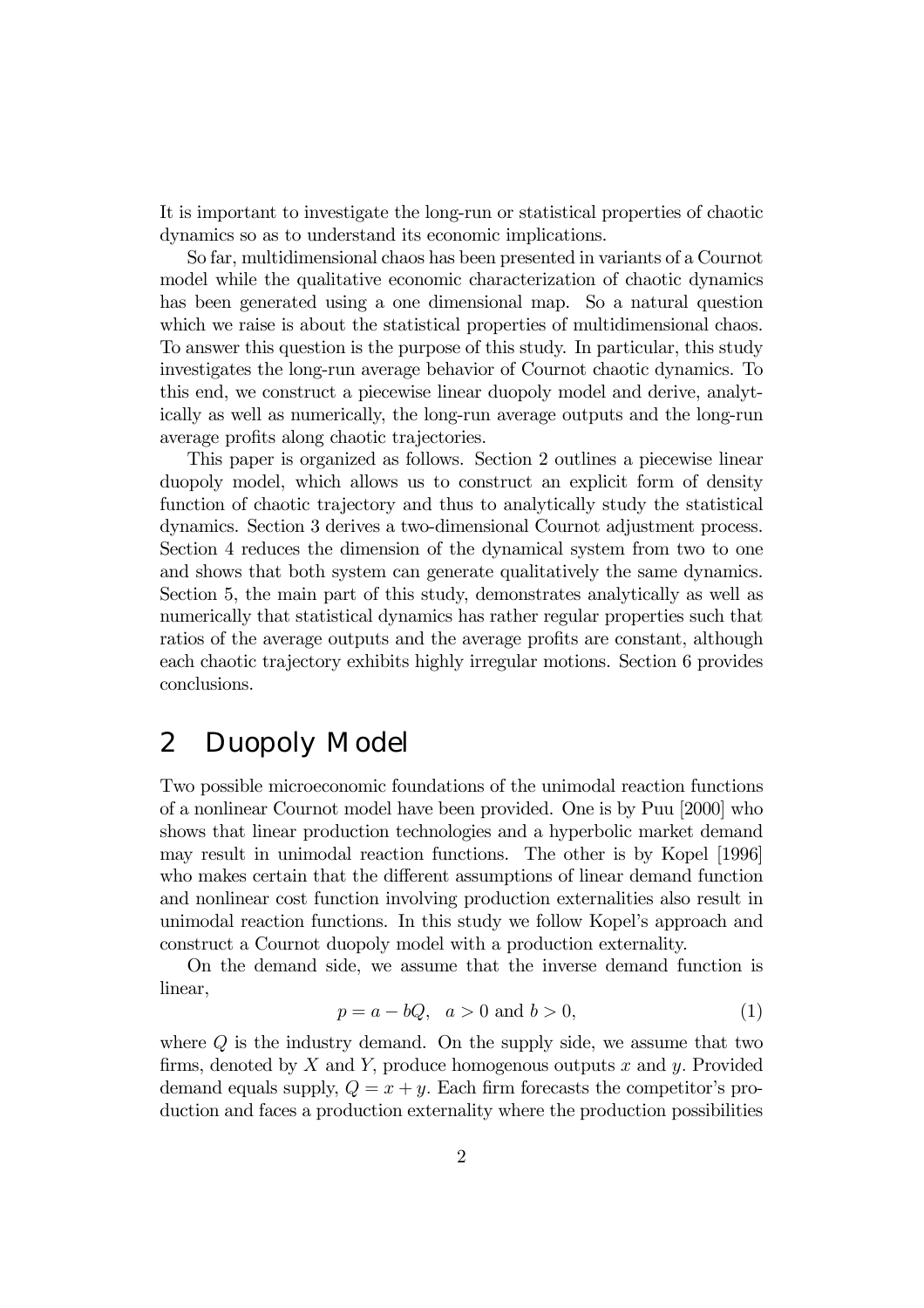It is important to investigate the long-run or statistical properties of chaotic dynamics so as to understand its economic implications.

So far, multidimensional chaos has been presented in variants of a Cournot model while the qualitative economic characterization of chaotic dynamics has been generated using a one dimensional map. So a natural question which we raise is about the statistical properties of multidimensional chaos. To answer this question is the purpose of this study. In particular, this study investigates the long-run average behavior of Cournot chaotic dynamics. To this end, we construct a piecewise linear duopoly model and derive, analytically as well as numerically, the long-run average outputs and the long-run average profits along chaotic trajectories.

This paper is organized as follows. Section 2 outlines a piecewise linear duopoly model, which allows us to construct an explicit form of density function of chaotic trajectory and thus to analytically study the statistical dynamics. Section 3 derives a two-dimensional Cournot adjustment process. Section 4 reduces the dimension of the dynamical system from two to one and shows that both system can generate qualitatively the same dynamics. Section 5, the main part of this study, demonstrates analytically as well as numerically that statistical dynamics has rather regular properties such that ratios of the average outputs and the average profits are constant, although each chaotic trajectory exhibits highly irregular motions. Section 6 provides conclusions.

## 2 Duopoly Model

Two possible microeconomic foundations of the unimodal reaction functions of a nonlinear Cournot model have been provided. One is by Puu [2000] who shows that linear production technologies and a hyperbolic market demand may result in unimodal reaction functions. The other is by Kopel [1996] who makes certain that the different assumptions of linear demand function and nonlinear cost function involving production externalities also result in unimodal reaction functions. In this study we follow Kopel's approach and construct a Cournot duopoly model with a production externality.

On the demand side, we assume that the inverse demand function is linear,

$$p = a - bQ, \quad a > 0 \text{ and } b > 0, \tag{1}$$

where $Q$ is the industry demand. On the supply side, we assume that two firms, denoted by $X$ and $Y$, produce homogenous outputs $x$ and $y$. Provided demand equals supply, $Q = x + y$. Each firm forecasts the competitor's production and faces a production externality where the production possibilities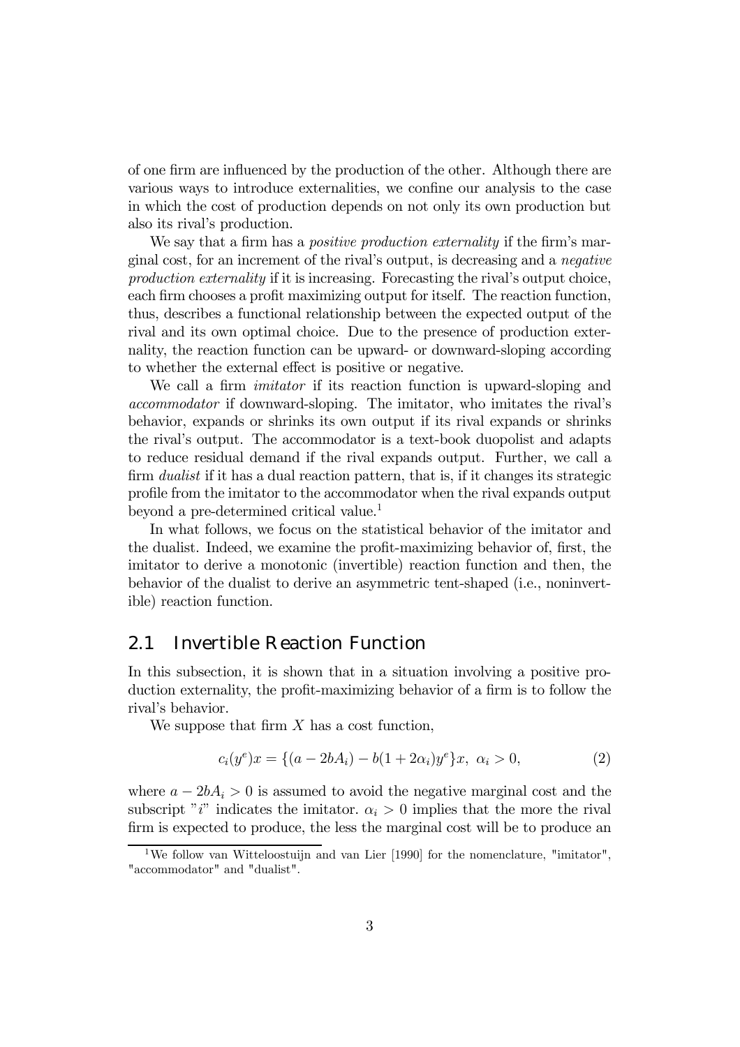of one firm are influenced by the production of the other. Although there are various ways to introduce externalities, we confine our analysis to the case in which the cost of production depends on not only its own production but also its rival's production.

We say that a firm has a *positive production externality* if the firm's marginal cost, for an increment of the rival's output, is decreasing and a *negative production externality* if it is increasing. Forecasting the rival's output choice, each firm chooses a profit maximizing output for itself. The reaction function, thus, describes a functional relationship between the expected output of the rival and its own optimal choice. Due to the presence of production externality, the reaction function can be upward- or downward-sloping according to whether the external effect is positive or negative.

We call a firm *imitator* if its reaction function is upward-sloping and *accommodator* if downward-sloping. The imitator, who imitates the rival's behavior, expands or shrinks its own output if its rival expands or shrinks the rival's output. The accommodator is a text-book duopolist and adapts to reduce residual demand if the rival expands output. Further, we call a firm *dualist* if it has a dual reaction pattern, that is, if it changes its strategic profile from the imitator to the accommodator when the rival expands output beyond a pre-determined critical value.[1]

In what follows, we focus on the statistical behavior of the imitator and the dualist. Indeed, we examine the profit-maximizing behavior of, first, the imitator to derive a monotonic (invertible) reaction function and then, the behavior of the dualist to derive an asymmetric tent-shaped (i.e., noninvertible) reaction function.

## 2.1 Invertible Reaction Function

In this subsection, it is shown that in a situation involving a positive production externality, the profit-maximizing behavior of a firm is to follow the rival's behavior.

We suppose that firm $X$ has a cost function,

$$c_i(y^e)x = \{(a - 2bA_i) - b(1 + 2\alpha_i)y^e\}x, \ \alpha_i > 0, \tag{2}$$

where $a - 2bA_i > 0$ is assumed to avoid the negative marginal cost and the subscript "$i$" indicates the imitator. $\alpha_i > 0$ implies that the more the rival firm is expected to produce, the less the marginal cost will be to produce an

[1] We follow van Witteloostuijn and van Lier [1990] for the nomenclature, "imitator", "accommodator" and "dualist".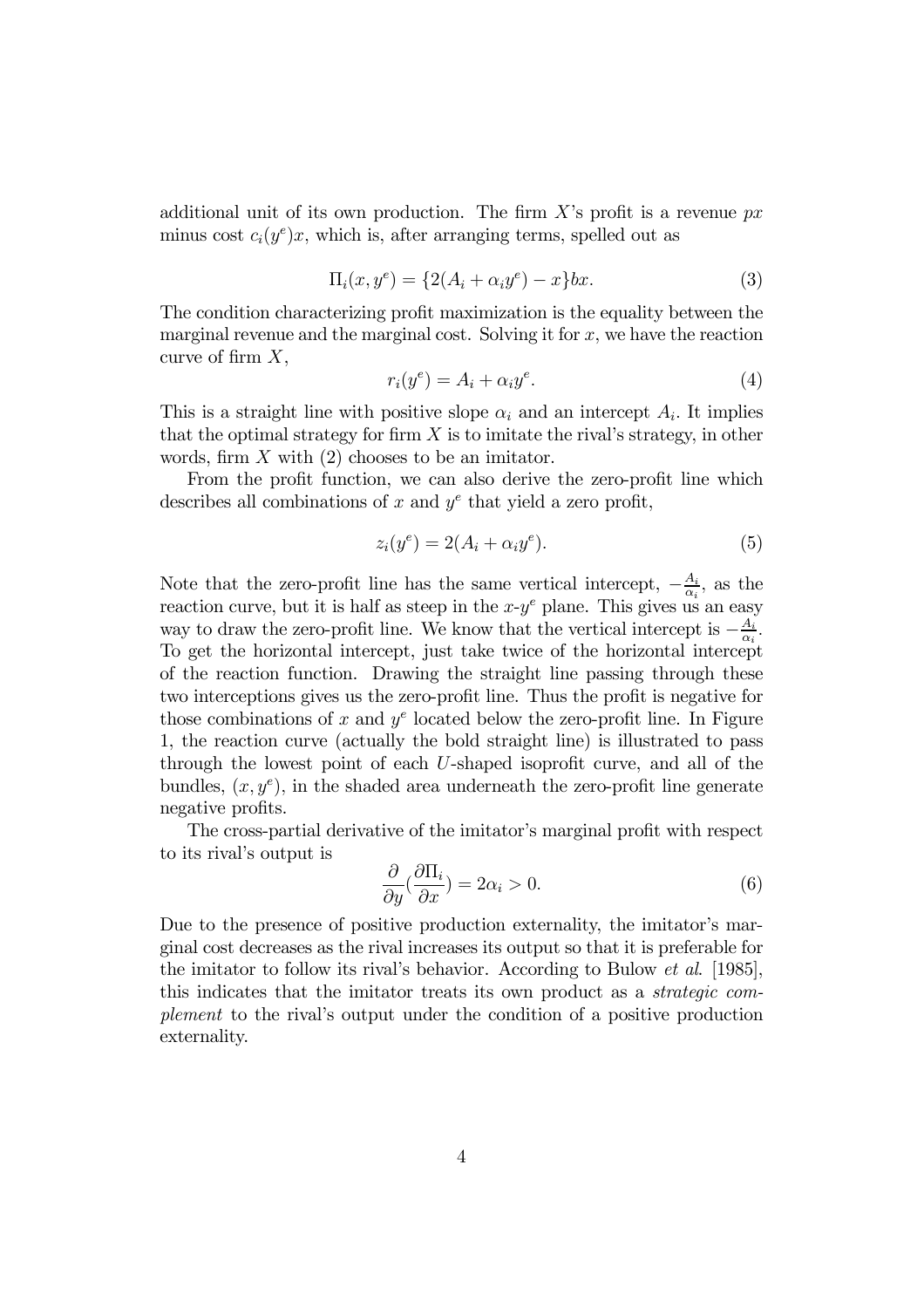additional unit of its own production. The firm $X$'s profit is a revenue $px$ minus cost $c_i(y^e)x$, which is, after arranging terms, spelled out as

$$\Pi_i(x, y^e) = \{2(A_i + \alpha_i y^e) - x\}bx. \tag{3}$$

The condition characterizing profit maximization is the equality between the marginal revenue and the marginal cost. Solving it for $x$, we have the reaction curve of firm $X$,

$$r_i(y^e) = A_i + \alpha_i y^e. \tag{4}$$

This is a straight line with positive slope $\alpha_i$ and an intercept $A_i$. It implies that the optimal strategy for firm $X$ is to imitate the rival's strategy, in other words, firm $X$ with (2) chooses to be an imitator.

From the profit function, we can also derive the zero-profit line which describes all combinations of $x$ and $y^e$ that yield a zero profit,

$$z_i(y^e) = 2(A_i + \alpha_i y^e). \tag{5}$$

Note that the zero-profit line has the same vertical intercept, $-\frac{A_i}{\alpha_i}$, as the reaction curve, but it is half as steep in the $x$-$y^e$ plane. This gives us an easy way to draw the zero-profit line. We know that the vertical intercept is $-\frac{A_i}{\alpha_i}$. To get the horizontal intercept, just take twice of the horizontal intercept of the reaction function. Drawing the straight line passing through these two interceptions gives us the zero-profit line. Thus the profit is negative for those combinations of $x$ and $y^e$ located below the zero-profit line. In Figure 1, the reaction curve (actually the bold straight line) is illustrated to pass through the lowest point of each $U$-shaped isoprofit curve, and all of the bundles, $(x, y^e)$, in the shaded area underneath the zero-profit line generate negative profits.

The cross-partial derivative of the imitator's marginal profit with respect to its rival's output is

$$\frac{\partial}{\partial y}\left(\frac{\partial \Pi_i}{\partial x}\right) = 2\alpha_i > 0. \tag{6}$$

Due to the presence of positive production externality, the imitator's marginal cost decreases as the rival increases its output so that it is preferable for the imitator to follow its rival's behavior. According to Bulow *et al.* [1985], this indicates that the imitator treats its own product as a *strategic complement* to the rival's output under the condition of a positive production externality.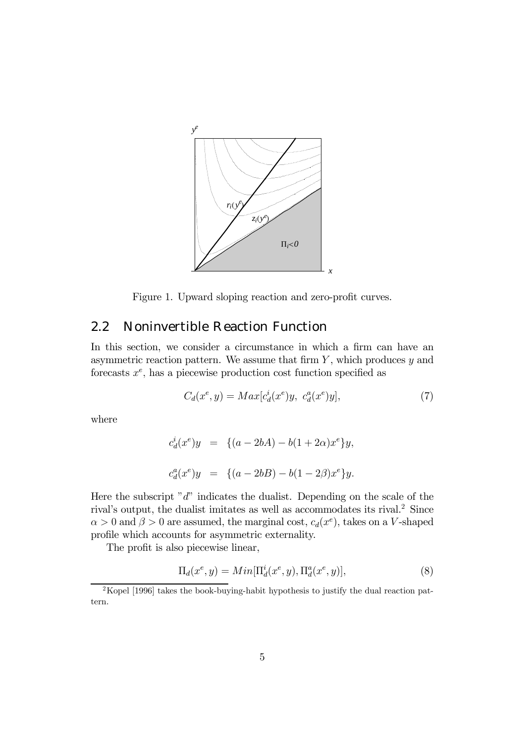$y^e$

$r_i(y^e)$

$z_i(y^e)$

$\Pi_i<0$

$x$

Figure 1. Upward sloping reaction and zero-profit curves.

## 2.2 Noninvertible Reaction Function

In this section, we consider a circumstance in which a firm can have an asymmetric reaction pattern. We assume that firm $Y$, which produces $y$ and forecasts $x^e$, has a piecewise production cost function specified as

$$C_d(x^e, y) = Max[c_d^i(x^e)y,\ c_d^a(x^e)y], \tag{7}$$

where

$$\begin{aligned} c_d^i(x^e)y &= \{(a - 2bA) - b(1 + 2\alpha)x^e\}y, \\ c_d^a(x^e)y &= \{(a - 2bB) - b(1 - 2\beta)x^e\}y. \end{aligned}$$

Here the subscript "$d$" indicates the dualist. Depending on the scale of the rival's output, the dualist imitates as well as accommodates its rival.[2] Since $\alpha > 0$ and $\beta > 0$ are assumed, the marginal cost, $c_d(x^e)$, takes on a $V$-shaped profile which accounts for asymmetric externality.

The profit is also piecewise linear,

$$\Pi_d(x^e, y) = Min[\Pi_d^i(x^e, y), \Pi_d^a(x^e, y)], \tag{8}$$

[2] Kopel [1996] takes the book-buying-habit hypothesis to justify the dual reaction pattern.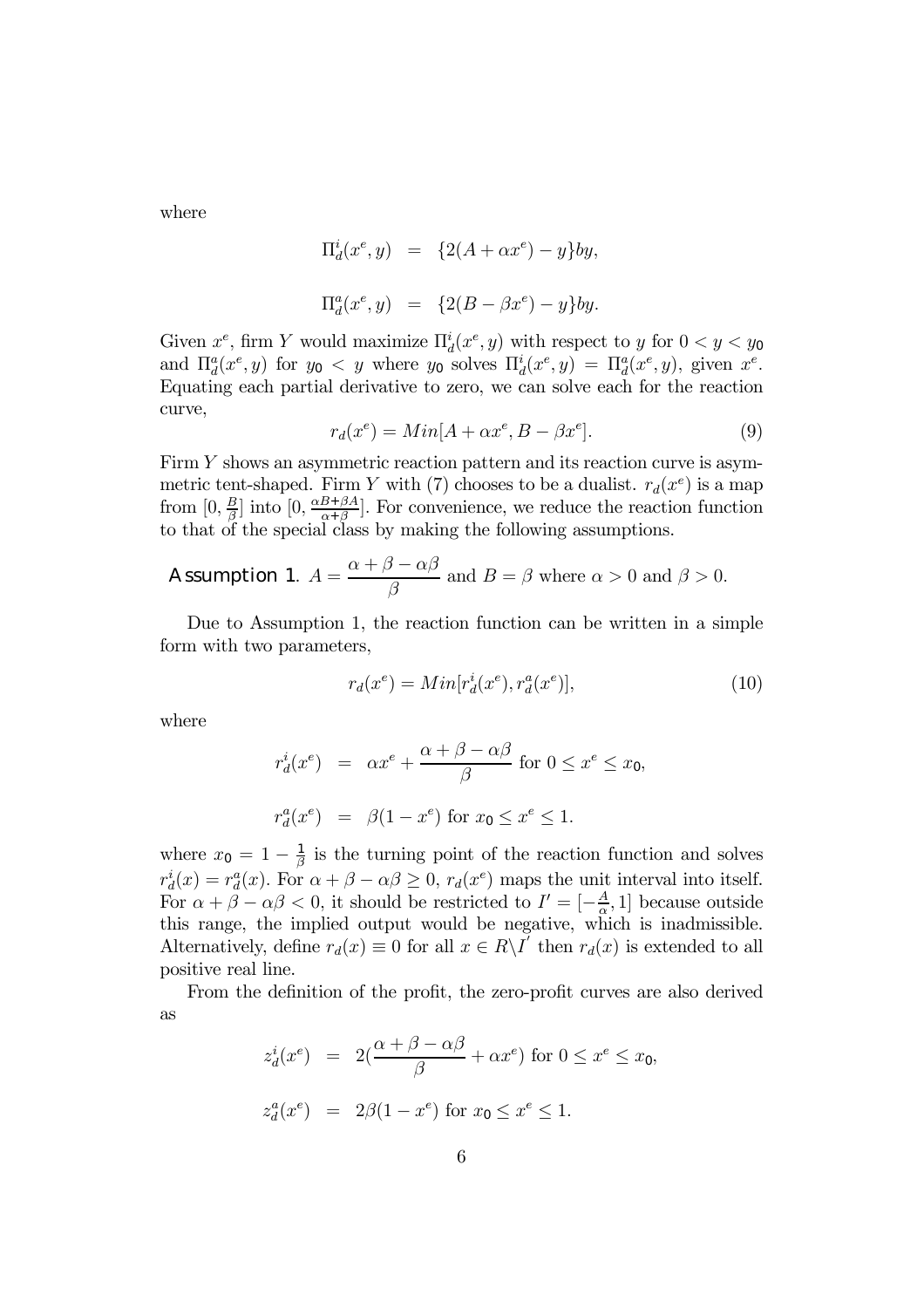where

$$\Pi_d^i(x^e, y) = \{2(A + \alpha x^e) - y\}by,$$

$$\Pi_d^a(x^e, y) = \{2(B - \beta x^e) - y\}by.$$

Given $x^e$, firm $Y$ would maximize $\Pi_d^i(x^e, y)$ with respect to $y$ for $0 < y < y_0$ and $\Pi_d^a(x^e, y)$ for $y_0 < y$ where $y_0$ solves $\Pi_d^i(x^e, y) = \Pi_d^a(x^e, y)$, given $x^e$. Equating each partial derivative to zero, we can solve each for the reaction curve,

$$r_d(x^e) = Min[A + \alpha x^e, B - \beta x^e]. \tag{9}$$

Firm $Y$ shows an asymmetric reaction pattern and its reaction curve is asymmetric tent-shaped. Firm $Y$ with (7) chooses to be a dualist. $r_d(x^e)$ is a map from $[0, \frac{B}{\beta}]$ into $[0, \frac{\alpha B + \beta A}{\alpha + \beta}]$. For convenience, we reduce the reaction function to that of the special class by making the following assumptions.

**Assumption 1.** $A = \dfrac{\alpha + \beta - \alpha\beta}{\beta}$ and $B = \beta$ where $\alpha > 0$ and $\beta > 0$.

Due to Assumption 1, the reaction function can be written in a simple form with two parameters,

$$r_d(x^e) = Min[r_d^i(x^e), r_d^a(x^e)], \tag{10}$$

where

$$r_d^i(x^e) = \alpha x^e + \frac{\alpha + \beta - \alpha\beta}{\beta} \text{ for } 0 \leq x^e \leq x_0,$$

$$r_d^a(x^e) = \beta(1 - x^e) \text{ for } x_0 \leq x^e \leq 1.$$

where $x_0 = 1 - \frac{1}{\beta}$ is the turning point of the reaction function and solves $r_d^i(x) = r_d^a(x)$. For $\alpha + \beta - \alpha\beta \geq 0$, $r_d(x^e)$ maps the unit interval into itself. For $\alpha + \beta - \alpha\beta < 0$, it should be restricted to $I' = [-\frac{A}{\alpha}, 1]$ because outside this range, the implied output would be negative, which is inadmissible. Alternatively, define $r_d(x) \equiv 0$ for all $x \in R \backslash I'$ then $r_d(x)$ is extended to all positive real line.

From the definition of the profit, the zero-profit curves are also derived as

$$z_d^i(x^e) = 2\left(\frac{\alpha + \beta - \alpha\beta}{\beta} + \alpha x^e\right) \text{ for } 0 \leq x^e \leq x_0,$$

$$z_d^a(x^e) = 2\beta(1 - x^e) \text{ for } x_0 \leq x^e \leq 1.$$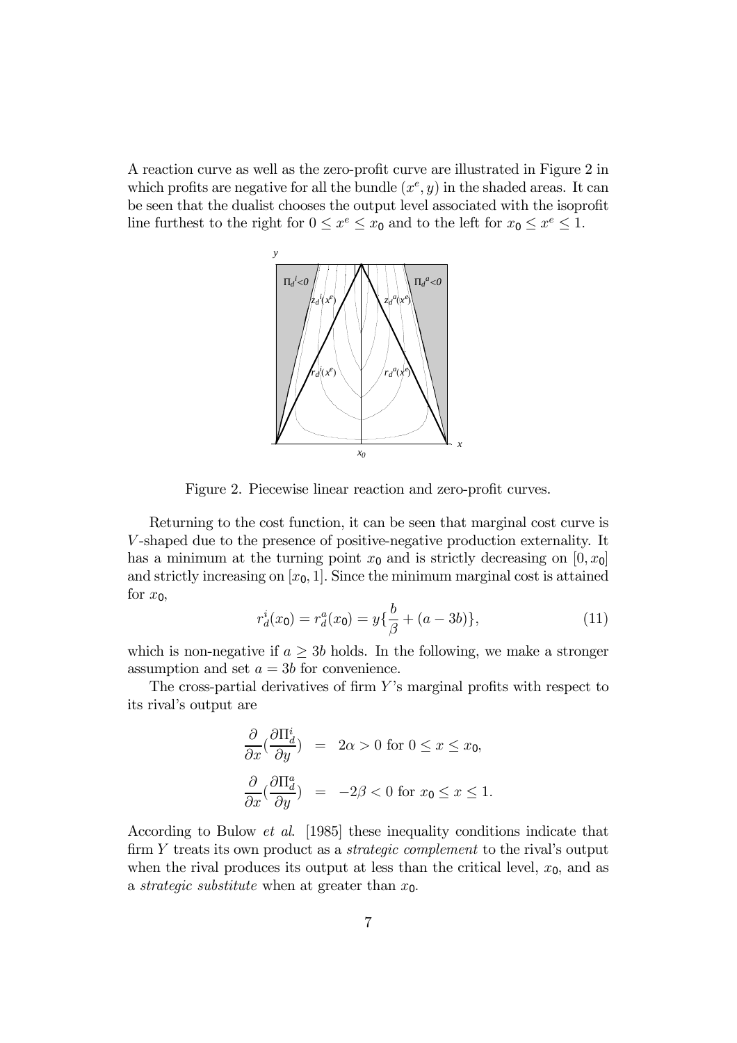A reaction curve as well as the zero-profit curve are illustrated in Figure 2 in which profits are negative for all the bundle $(x^e, y)$ in the shaded areas. It can be seen that the dualist chooses the output level associated with the isoprofit line furthest to the right for $0 \leq x^e \leq x_0$ and to the left for $x_0 \leq x^e \leq 1$.

y

$\Pi_d^i$<0

$\Pi_d^a$<0

$z_d^i(x^e)$

$z_d^a(x^e)$

$r_d^i(x^e)$

$r_d^a(x^e)$

x

$x_0$

Figure 2. Piecewise linear reaction and zero-profit curves.

Returning to the cost function, it can be seen that marginal cost curve is $V$-shaped due to the presence of positive-negative production externality. It has a minimum at the turning point $x_0$ and is strictly decreasing on $[0, x_0]$ and strictly increasing on $[x_0, 1]$. Since the minimum marginal cost is attained for $x_0$,

$$r_d^i(x_0) = r_d^a(x_0) = y\{\frac{b}{\beta} + (a - 3b)\}, \tag{11}$$

which is non-negative if $a \geq 3b$ holds. In the following, we make a stronger assumption and set $a = 3b$ for convenience.

The cross-partial derivatives of firm $Y$'s marginal profits with respect to its rival's output are

$$\begin{aligned}
\frac{\partial}{\partial x}(\frac{\partial \Pi_d^i}{\partial y}) &= 2\alpha > 0 \text{ for } 0 \leq x \leq x_0, \\
\frac{\partial}{\partial x}(\frac{\partial \Pi_d^a}{\partial y}) &= -2\beta < 0 \text{ for } x_0 \leq x \leq 1.
\end{aligned}$$

According to Bulow *et al*. [1985] these inequality conditions indicate that firm $Y$ treats its own product as a *strategic complement* to the rival's output when the rival produces its output at less than the critical level, $x_0$, and as a *strategic substitute* when at greater than $x_0$.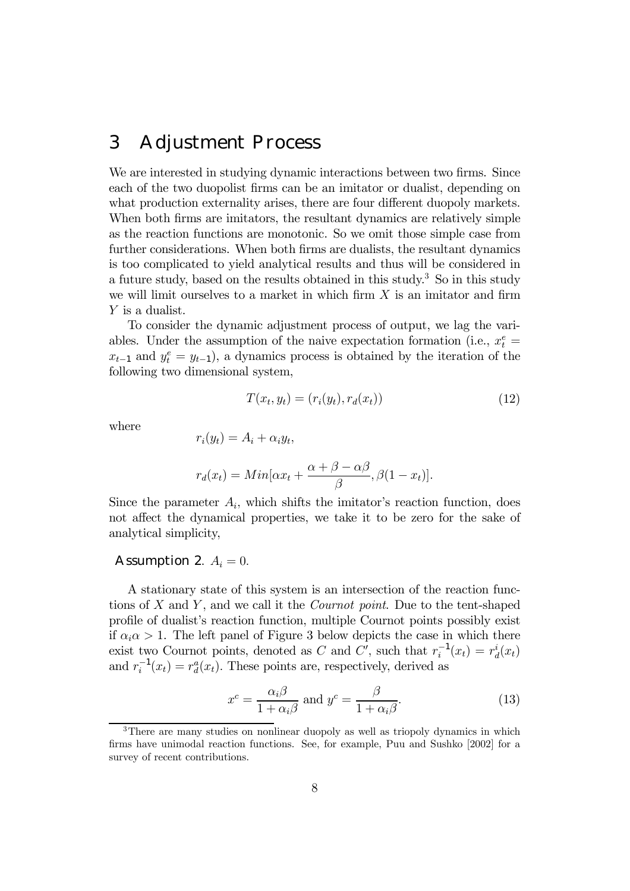# 3 Adjustment Process

We are interested in studying dynamic interactions between two firms. Since each of the two duopolist firms can be an imitator or dualist, depending on what production externality arises, there are four different duopoly markets. When both firms are imitators, the resultant dynamics are relatively simple as the reaction functions are monotonic. So we omit those simple case from further considerations. When both firms are dualists, the resultant dynamics is too complicated to yield analytical results and thus will be considered in a future study, based on the results obtained in this study.[3] So in this study we will limit ourselves to a market in which firm $X$ is an imitator and firm $Y$ is a dualist.

To consider the dynamic adjustment process of output, we lag the variables. Under the assumption of the naive expectation formation (i.e., $x_t^e = x_{t-1}$ and $y_t^e = y_{t-1}$), a dynamics process is obtained by the iteration of the following two dimensional system,

$$T(x_t, y_t) = (r_i(y_t), r_d(x_t)) \tag{12}$$

where

$$r_i(y_t) = A_i + \alpha_i y_t,$$

$$r_d(x_t) = Min[\alpha x_t + \frac{\alpha + \beta - \alpha\beta}{\beta}, \beta(1 - x_t)].$$

Since the parameter $A_i$, which shifts the imitator's reaction function, does not affect the dynamical properties, we take it to be zero for the sake of analytical simplicity,

**Assumption 2**. $A_i = 0$.

A stationary state of this system is an intersection of the reaction functions of $X$ and $Y$, and we call it the *Cournot point*. Due to the tent-shaped profile of dualist's reaction function, multiple Cournot points possibly exist if $\alpha_i \alpha > 1$. The left panel of Figure 3 below depicts the case in which there exist two Cournot points, denoted as $C$ and $C'$, such that $r_i^{-1}(x_t) = r_d^i(x_t)$ and $r_i^{-1}(x_t) = r_d^a(x_t)$. These points are, respectively, derived as

$$x^c = \frac{\alpha_i \beta}{1 + \alpha_i \beta} \text{ and } y^c = \frac{\beta}{1 + \alpha_i \beta}. \tag{13}$$

[3] There are many studies on nonlinear duopoly as well as triopoly dynamics in which firms have unimodal reaction functions. See, for example, Puu and Sushko [2002] for a survey of recent contributions.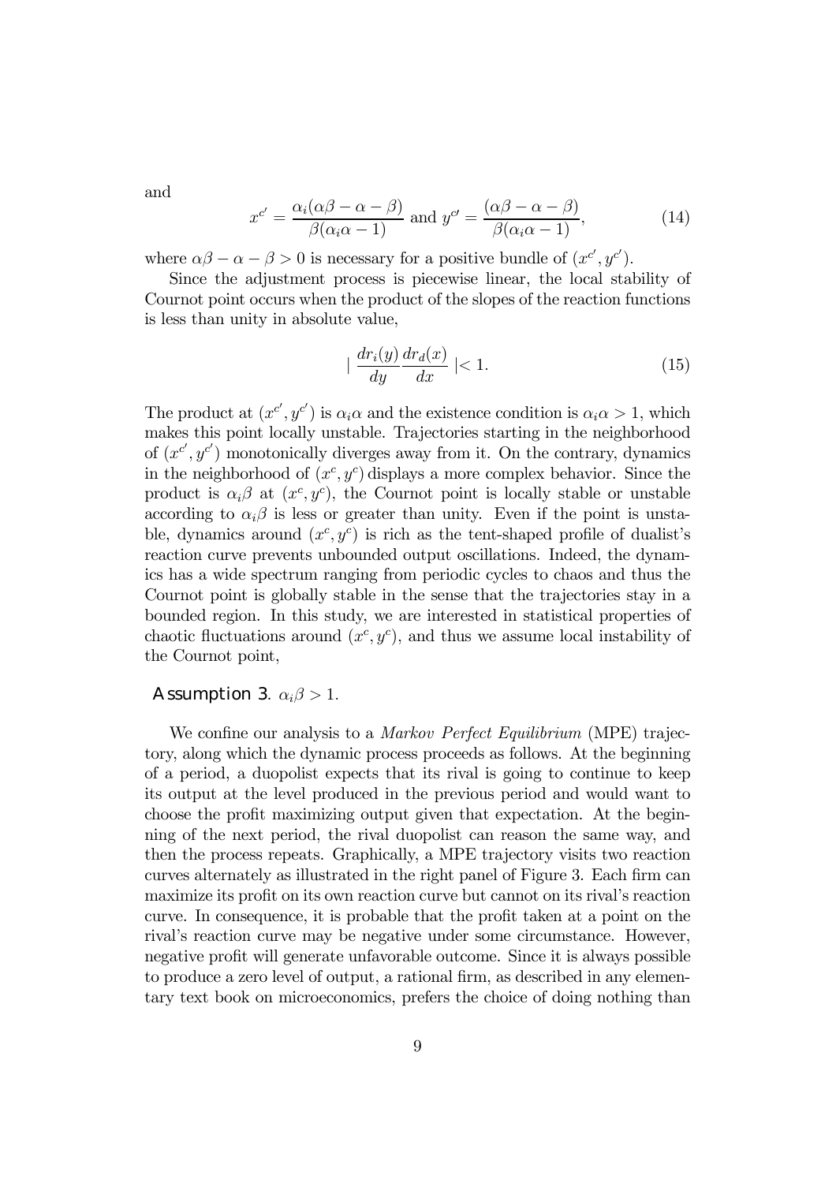and

$$x^{c'} = \frac{\alpha_i(\alpha\beta - \alpha - \beta)}{\beta(\alpha_i\alpha - 1)} \text{ and } y^{c'} = \frac{(\alpha\beta - \alpha - \beta)}{\beta(\alpha_i\alpha - 1)}, \tag{14}$$

where $\alpha\beta - \alpha - \beta > 0$ is necessary for a positive bundle of $(x^{c'}, y^{c'})$.

Since the adjustment process is piecewise linear, the local stability of Cournot point occurs when the product of the slopes of the reaction functions is less than unity in absolute value,

$$\left| \frac{dr_i(y)}{dy} \frac{dr_d(x)}{dx} \right| < 1. \tag{15}$$

The product at $(x^{c'}, y^{c'})$ is $\alpha_i\alpha$ and the existence condition is $\alpha_i\alpha > 1$, which makes this point locally unstable. Trajectories starting in the neighborhood of $(x^{c'}, y^{c'})$ monotonically diverges away from it. On the contrary, dynamics in the neighborhood of $(x^c, y^c)$ displays a more complex behavior. Since the product is $\alpha_i\beta$ at $(x^c, y^c)$, the Cournot point is locally stable or unstable according to $\alpha_i\beta$ is less or greater than unity. Even if the point is unstable, dynamics around $(x^c, y^c)$ is rich as the tent-shaped profile of dualist's reaction curve prevents unbounded output oscillations. Indeed, the dynamics has a wide spectrum ranging from periodic cycles to chaos and thus the Cournot point is globally stable in the sense that the trajectories stay in a bounded region. In this study, we are interested in statistical properties of chaotic fluctuations around $(x^c, y^c)$, and thus we assume local instability of the Cournot point,

**Assumption 3.** $\alpha_i\beta > 1$.

We confine our analysis to a *Markov Perfect Equilibrium* (MPE) trajectory, along which the dynamic process proceeds as follows. At the beginning of a period, a duopolist expects that its rival is going to continue to keep its output at the level produced in the previous period and would want to choose the profit maximizing output given that expectation. At the beginning of the next period, the rival duopolist can reason the same way, and then the process repeats. Graphically, a MPE trajectory visits two reaction curves alternately as illustrated in the right panel of Figure 3. Each firm can maximize its profit on its own reaction curve but cannot on its rival's reaction curve. In consequence, it is probable that the profit taken at a point on the rival's reaction curve may be negative under some circumstance. However, negative profit will generate unfavorable outcome. Since it is always possible to produce a zero level of output, a rational firm, as described in any elementary text book on microeconomics, prefers the choice of doing nothing than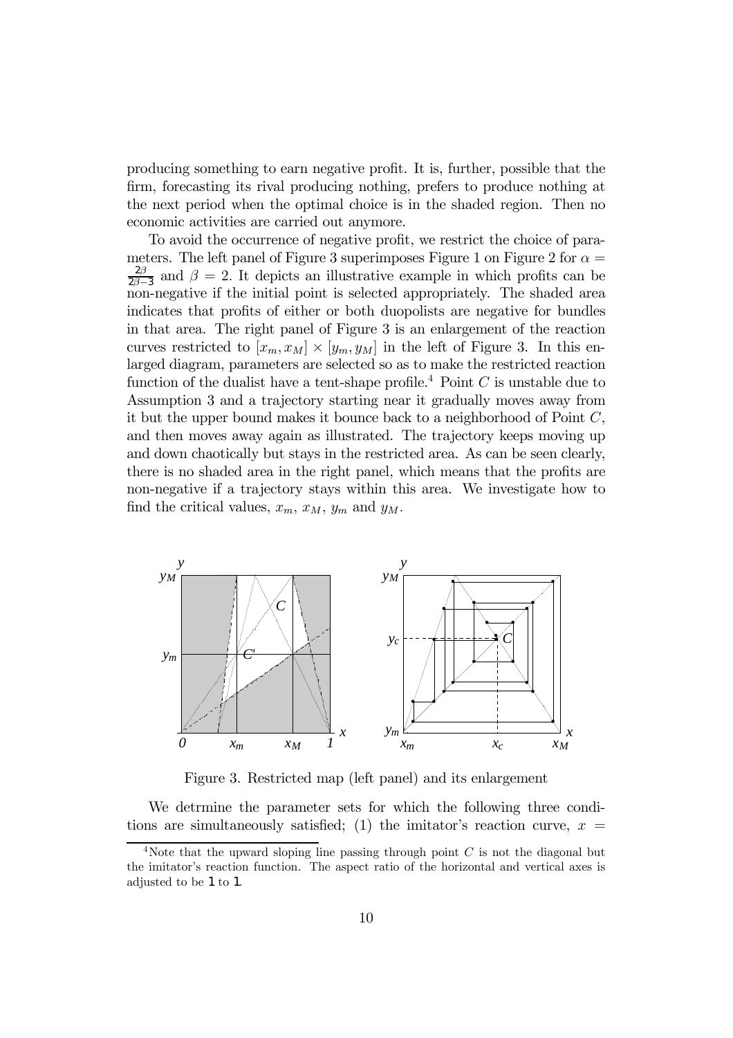producing something to earn negative profit. It is, further, possible that the firm, forecasting its rival producing nothing, prefers to produce nothing at the next period when the optimal choice is in the shaded region. Then no economic activities are carried out anymore.

To avoid the occurrence of negative profit, we restrict the choice of parameters. The left panel of Figure 3 superimposes Figure 1 on Figure 2 for $\alpha = \frac{2\beta}{2\beta - 3}$ and $\beta = 2$. It depicts an illustrative example in which profits can be non-negative if the initial point is selected appropriately. The shaded area indicates that profits of either or both duopolists are negative for bundles in that area. The right panel of Figure 3 is an enlargement of the reaction curves restricted to $[x_m, x_M] \times [y_m, y_M]$ in the left of Figure 3. In this enlarged diagram, parameters are selected so as to make the restricted reaction function of the dualist have a tent-shape profile.[4] Point $C$ is unstable due to Assumption 3 and a trajectory starting near it gradually moves away from it but the upper bound makes it bounce back to a neighborhood of Point $C$, and then moves away again as illustrated. The trajectory keeps moving up and down chaotically but stays in the restricted area. As can be seen clearly, there is no shaded area in the right panel, which means that the profits are non-negative if a trajectory stays within this area. We investigate how to find the critical values, $x_m$, $x_M$, $y_m$ and $y_M$.

y
$y_M$
C
$y_m$
C'
x
0
$x_m$
$x_M$
1

y
$y_M$
$y_c$
C
$y_m$
x
$x_m$
$x_c$
$x_M$

Figure 3. Restricted map (left panel) and its enlargement

We detrmine the parameter sets for which the following three conditions are simultaneously satisfied; (1) the imitator's reaction curve, $x =$

[4] Note that the upward sloping line passing through point $C$ is not the diagonal but the imitator's reaction function. The aspect ratio of the horizontal and vertical axes is adjusted to be 1 to 1.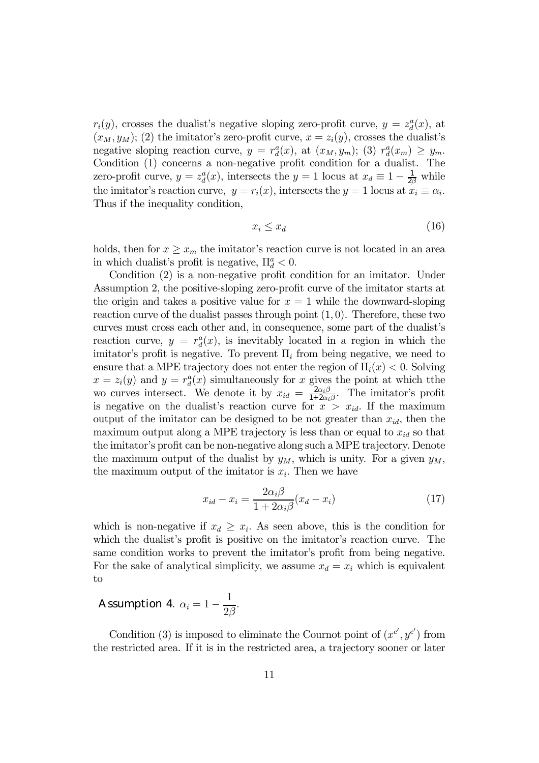$r_i(y)$, crosses the dualist's negative sloping zero-profit curve, $y = z_d^a(x)$, at $(x_M, y_M)$; (2) the imitator's zero-profit curve, $x = z_i(y)$, crosses the dualist's negative sloping reaction curve, $y = r_d^a(x)$, at $(x_M, y_m)$; (3) $r_d^a(x_m) \geq y_m$. Condition (1) concerns a non-negative profit condition for a dualist. The zero-profit curve, $y = z_d^a(x)$, intersects the $y = 1$ locus at $x_d \equiv 1 - \frac{1}{2\beta}$ while the imitator's reaction curve, $y = r_i(x)$, intersects the $y = 1$ locus at $x_i \equiv \alpha_i$. Thus if the inequality condition,

$$x_i \leq x_d \tag{16}$$

holds, then for $x \geq x_m$ the imitator's reaction curve is not located in an area in which dualist's profit is negative, $\Pi_d^a < 0$.

Condition (2) is a non-negative profit condition for an imitator. Under Assumption 2, the positive-sloping zero-profit curve of the imitator starts at the origin and takes a positive value for $x = 1$ while the downward-sloping reaction curve of the dualist passes through point $(1, 0)$. Therefore, these two curves must cross each other and, in consequence, some part of the dualist's reaction curve, $y = r_d^a(x)$, is inevitably located in a region in which the imitator's profit is negative. To prevent $\Pi_i$ from being negative, we need to ensure that a MPE trajectory does not enter the region of $\Pi_i(x) < 0$. Solving $x = z_i(y)$ and $y = r_d^a(x)$ simultaneously for $x$ gives the point at which tthe wo curves intersect. We denote it by $x_{id} = \frac{2\alpha_i\beta}{1+2\alpha_i\beta}$. The imitator's profit is negative on the dualist's reaction curve for $x > x_{id}$. If the maximum output of the imitator can be designed to be not greater than $x_{id}$, then the maximum output along a MPE trajectory is less than or equal to $x_{id}$ so that the imitator's profit can be non-negative along such a MPE trajectory. Denote the maximum output of the dualist by $y_M$, which is unity. For a given $y_M$, the maximum output of the imitator is $x_i$. Then we have

$$x_{id} - x_i = \frac{2\alpha_i\beta}{1 + 2\alpha_i\beta}(x_d - x_i) \tag{17}$$

which is non-negative if $x_d \geq x_i$. As seen above, this is the condition for which the dualist's profit is positive on the imitator's reaction curve. The same condition works to prevent the imitator's profit from being negative. For the sake of analytical simplicity, we assume $x_d = x_i$ which is equivalent to

**Assumption 4.** $\alpha_i = 1 - \dfrac{1}{2\beta}$.

Condition (3) is imposed to eliminate the Cournot point of $(x^{c'}, y^{c'})$ from the restricted area. If it is in the restricted area, a trajectory sooner or later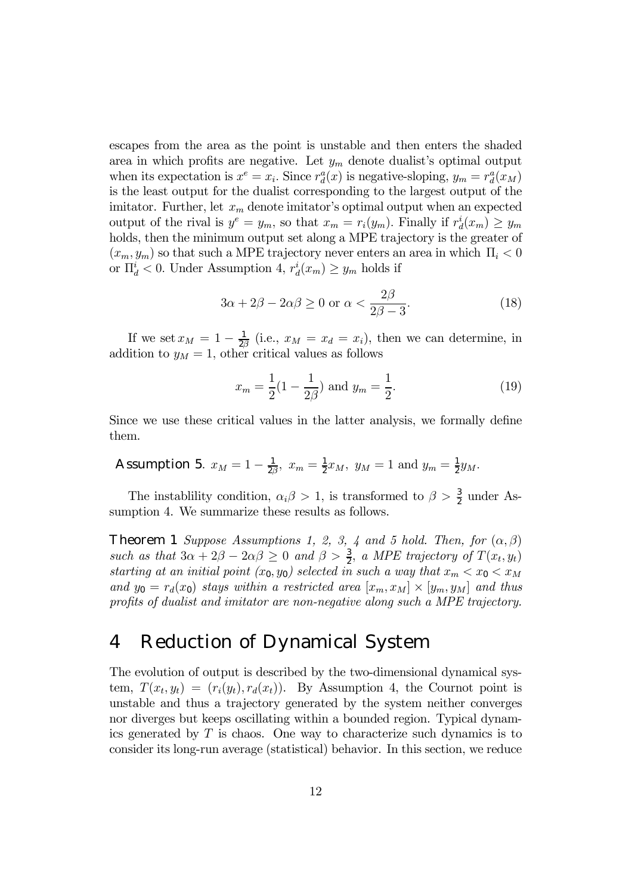escapes from the area as the point is unstable and then enters the shaded area in which profits are negative. Let $y_m$ denote dualist's optimal output when its expectation is $x^e = x_i$. Since $r_d^a(x)$ is negative-sloping, $y_m = r_d^a(x_M)$ is the least output for the dualist corresponding to the largest output of the imitator. Further, let $x_m$ denote imitator's optimal output when an expected output of the rival is $y^e = y_m$, so that $x_m = r_i(y_m)$. Finally if $r_d^i(x_m) \geq y_m$ holds, then the minimum output set along a MPE trajectory is the greater of $(x_m, y_m)$ so that such a MPE trajectory never enters an area in which $\Pi_i < 0$ or $\Pi_d^i < 0$. Under Assumption 4, $r_d^i(x_m) \geq y_m$ holds if

$$3\alpha + 2\beta - 2\alpha\beta \geq 0 \text{ or } \alpha < \frac{2\beta}{2\beta - 3}. \tag{18}$$

If we set $x_M = 1 - \frac{1}{2\beta}$ (i.e., $x_M = x_d = x_i$), then we can determine, in addition to $y_M = 1$, other critical values as follows

$$x_m = \frac{1}{2}(1 - \frac{1}{2\beta}) \text{ and } y_m = \frac{1}{2}. \tag{19}$$

Since we use these critical values in the latter analysis, we formally define them.

**Assumption 5.** $x_M = 1 - \frac{1}{2\beta},\ x_m = \frac{1}{2}x_M,\ y_M = 1$ and $y_m = \frac{1}{2}y_M$.

The instablility condition, $\alpha_i\beta > 1$, is transformed to $\beta > \frac{3}{2}$ under Assumption 4. We summarize these results as follows.

**Theorem 1** *Suppose Assumptions 1, 2, 3, 4 and 5 hold. Then, for $(\alpha, \beta)$ such as that $3\alpha + 2\beta - 2\alpha\beta \geq 0$ and $\beta > \frac{3}{2}$, a MPE trajectory of $T(x_t, y_t)$ starting at an initial point $(x_0, y_0)$ selected in such a way that $x_m < x_0 < x_M$ and $y_0 = r_d(x_0)$ stays within a restricted area $[x_m, x_M] \times [y_m, y_M]$ and thus profits of dualist and imitator are non-negative along such a MPE trajectory.*

# 4 Reduction of Dynamical System

The evolution of output is described by the two-dimensional dynamical system, $T(x_t, y_t) = (r_i(y_t), r_d(x_t))$. By Assumption 4, the Cournot point is unstable and thus a trajectory generated by the system neither converges nor diverges but keeps oscillating within a bounded region. Typical dynamics generated by $T$ is chaos. One way to characterize such dynamics is to consider its long-run average (statistical) behavior. In this section, we reduce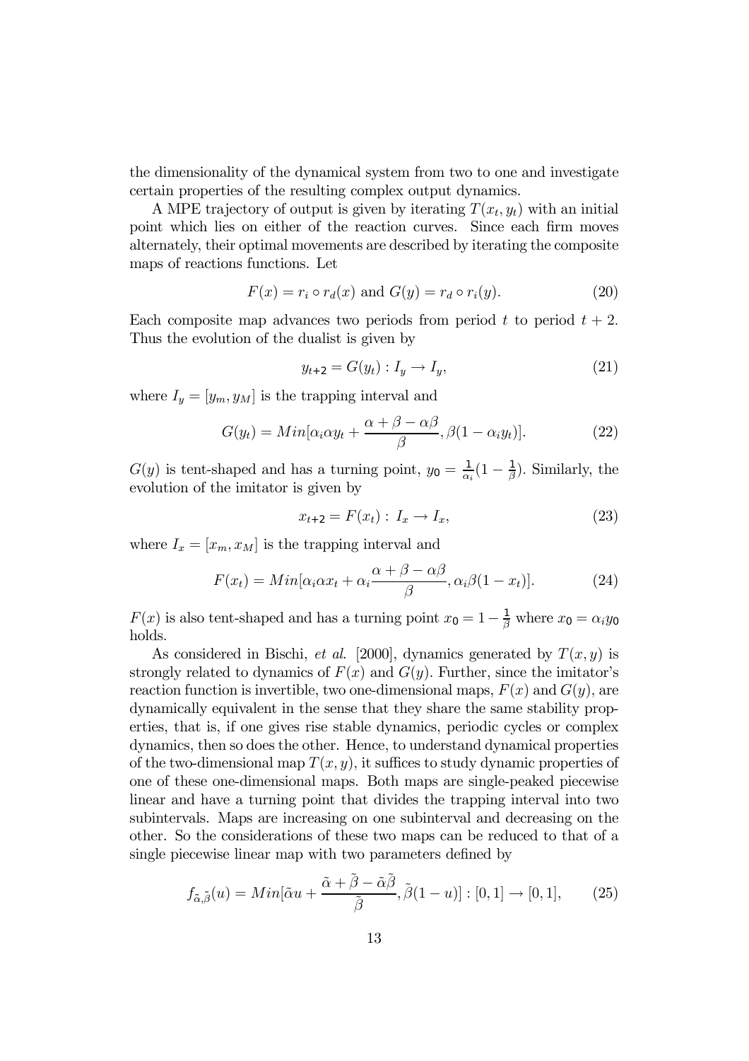the dimensionality of the dynamical system from two to one and investigate certain properties of the resulting complex output dynamics.

A MPE trajectory of output is given by iterating $T(x_t, y_t)$ with an initial point which lies on either of the reaction curves. Since each firm moves alternately, their optimal movements are described by iterating the composite maps of reactions functions. Let

$$F(x) = r_i \circ r_d(x) \text{ and } G(y) = r_d \circ r_i(y). \tag{20}$$

Each composite map advances two periods from period $t$ to period $t + 2$. Thus the evolution of the dualist is given by

$$y_{t+2} = G(y_t) : I_y \to I_y, \tag{21}$$

where $I_y = [y_m, y_M]$ is the trapping interval and

$$G(y_t) = Min[\alpha_i \alpha y_t + \frac{\alpha + \beta - \alpha\beta}{\beta}, \beta(1 - \alpha_i y_t)]. \tag{22}$$

$G(y)$ is tent-shaped and has a turning point, $y_0 = \frac{1}{\alpha_i}(1 - \frac{1}{\beta})$. Similarly, the evolution of the imitator is given by

$$x_{t+2} = F(x_t) : I_x \to I_x, \tag{23}$$

where $I_x = [x_m, x_M]$ is the trapping interval and

$$F(x_t) = Min[\alpha_i \alpha x_t + \alpha_i \frac{\alpha + \beta - \alpha\beta}{\beta}, \alpha_i \beta(1 - x_t)]. \tag{24}$$

$F(x)$ is also tent-shaped and has a turning point $x_0 = 1 - \frac{1}{\beta}$ where $x_0 = \alpha_i y_0$ holds.

As considered in Bischi, *et al.* [2000], dynamics generated by $T(x, y)$ is strongly related to dynamics of $F(x)$ and $G(y)$. Further, since the imitator's reaction function is invertible, two one-dimensional maps, $F(x)$ and $G(y)$, are dynamically equivalent in the sense that they share the same stability properties, that is, if one gives rise stable dynamics, periodic cycles or complex dynamics, then so does the other. Hence, to understand dynamical properties of the two-dimensional map $T(x, y)$, it suffices to study dynamic properties of one of these one-dimensional maps. Both maps are single-peaked piecewise linear and have a turning point that divides the trapping interval into two subintervals. Maps are increasing on one subinterval and decreasing on the other. So the considerations of these two maps can be reduced to that of a single piecewise linear map with two parameters defined by

$$f_{\tilde{\alpha}, \tilde{\beta}}(u) = Min[\tilde{\alpha} u + \frac{\tilde{\alpha} + \tilde{\beta} - \tilde{\alpha}\tilde{\beta}}{\tilde{\beta}}, \tilde{\beta}(1 - u)] : [0, 1] \to [0, 1], \tag{25}$$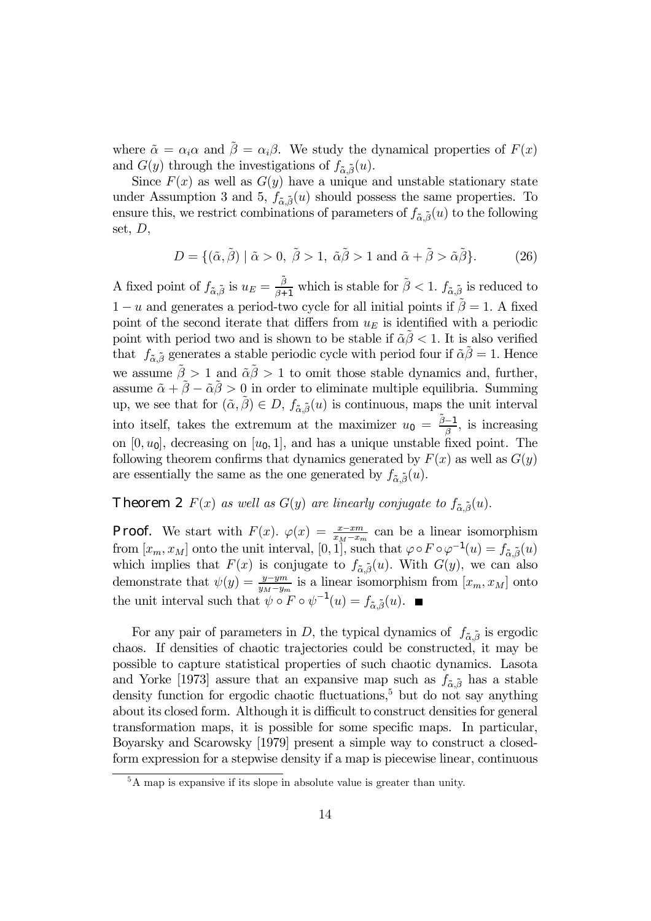where $\tilde{\alpha} = \alpha_i \alpha$ and $\tilde{\beta} = \alpha_i \beta$. We study the dynamical properties of $F(x)$ and $G(y)$ through the investigations of $f_{\tilde{\alpha},\tilde{\beta}}(u)$.

Since $F(x)$ as well as $G(y)$ have a unique and unstable stationary state under Assumption 3 and 5, $f_{\tilde{\alpha},\tilde{\beta}}(u)$ should possess the same properties. To ensure this, we restrict combinations of parameters of $f_{\tilde{\alpha},\tilde{\beta}}(u)$ to the following set, $D$,

$$D = \{(\tilde{\alpha}, \tilde{\beta}) \mid \tilde{\alpha} > 0,\ \tilde{\beta} > 1,\ \tilde{\alpha}\tilde{\beta} > 1 \text{ and } \tilde{\alpha} + \tilde{\beta} > \tilde{\alpha}\tilde{\beta}\}. \tag{26}$$

A fixed point of $f_{\tilde{\alpha},\tilde{\beta}}$ is $u_E = \frac{\tilde{\beta}}{\beta+1}$ which is stable for $\tilde{\beta} < 1$. $f_{\tilde{\alpha},\tilde{\beta}}$ is reduced to $1 - u$ and generates a period-two cycle for all initial points if $\tilde{\beta} = 1$. A fixed point of the second iterate that differs from $u_E$ is identified with a periodic point with period two and is shown to be stable if $\tilde{\alpha}\tilde{\beta} < 1$. It is also verified that $f_{\tilde{\alpha},\tilde{\beta}}$ generates a stable periodic cycle with period four if $\tilde{\alpha}\tilde{\beta} = 1$. Hence we assume $\tilde{\beta} > 1$ and $\tilde{\alpha}\tilde{\beta} > 1$ to omit those stable dynamics and, further, assume $\tilde{\alpha} + \tilde{\beta} - \tilde{\alpha}\tilde{\beta} > 0$ in order to eliminate multiple equilibria. Summing up, we see that for $(\tilde{\alpha}, \tilde{\beta}) \in D$, $f_{\tilde{\alpha},\tilde{\beta}}(u)$ is continuous, maps the unit interval into itself, takes the extremum at the maximizer $u_0 = \frac{\tilde{\beta}-1}{\beta}$, is increasing on $[0, u_0]$, decreasing on $[u_0, 1]$, and has a unique unstable fixed point. The following theorem confirms that dynamics generated by $F(x)$ as well as $G(y)$ are essentially the same as the one generated by $f_{\tilde{\alpha},\tilde{\beta}}(u)$.

**Theorem 2** *$F(x)$ as well as $G(y)$ are linearly conjugate to $f_{\tilde{\alpha},\tilde{\beta}}(u)$.*

**Proof.** We start with $F(x)$. $\varphi(x) = \frac{x - xm}{x_M - x_m}$ can be a linear isomorphism from $[x_m, x_M]$ onto the unit interval, $[0, 1]$, such that $\varphi \circ F \circ \varphi^{-1}(u) = f_{\tilde{\alpha},\tilde{\beta}}(u)$ which implies that $F(x)$ is conjugate to $f_{\tilde{\alpha},\tilde{\beta}}(u)$. With $G(y)$, we can also demonstrate that $\psi(y) = \frac{y - ym}{y_M - y_m}$ is a linear isomorphism from $[x_m, x_M]$ onto the unit interval such that $\psi \circ F \circ \psi^{-1}(u) = f_{\tilde{\alpha},\tilde{\beta}}(u)$. ■

For any pair of parameters in $D$, the typical dynamics of $f_{\tilde{\alpha},\tilde{\beta}}$ is ergodic chaos. If densities of chaotic trajectories could be constructed, it may be possible to capture statistical properties of such chaotic dynamics. Lasota and Yorke [1973] assure that an expansive map such as $f_{\tilde{\alpha},\tilde{\beta}}$ has a stable density function for ergodic chaotic fluctuations,[5] but do not say anything about its closed form. Although it is difficult to construct densities for general transformation maps, it is possible for some specific maps. In particular, Boyarsky and Scarowsky [1979] present a simple way to construct a closed-form expression for a stepwise density if a map is piecewise linear, continuous

[5] A map is expansive if its slope in absolute value is greater than unity.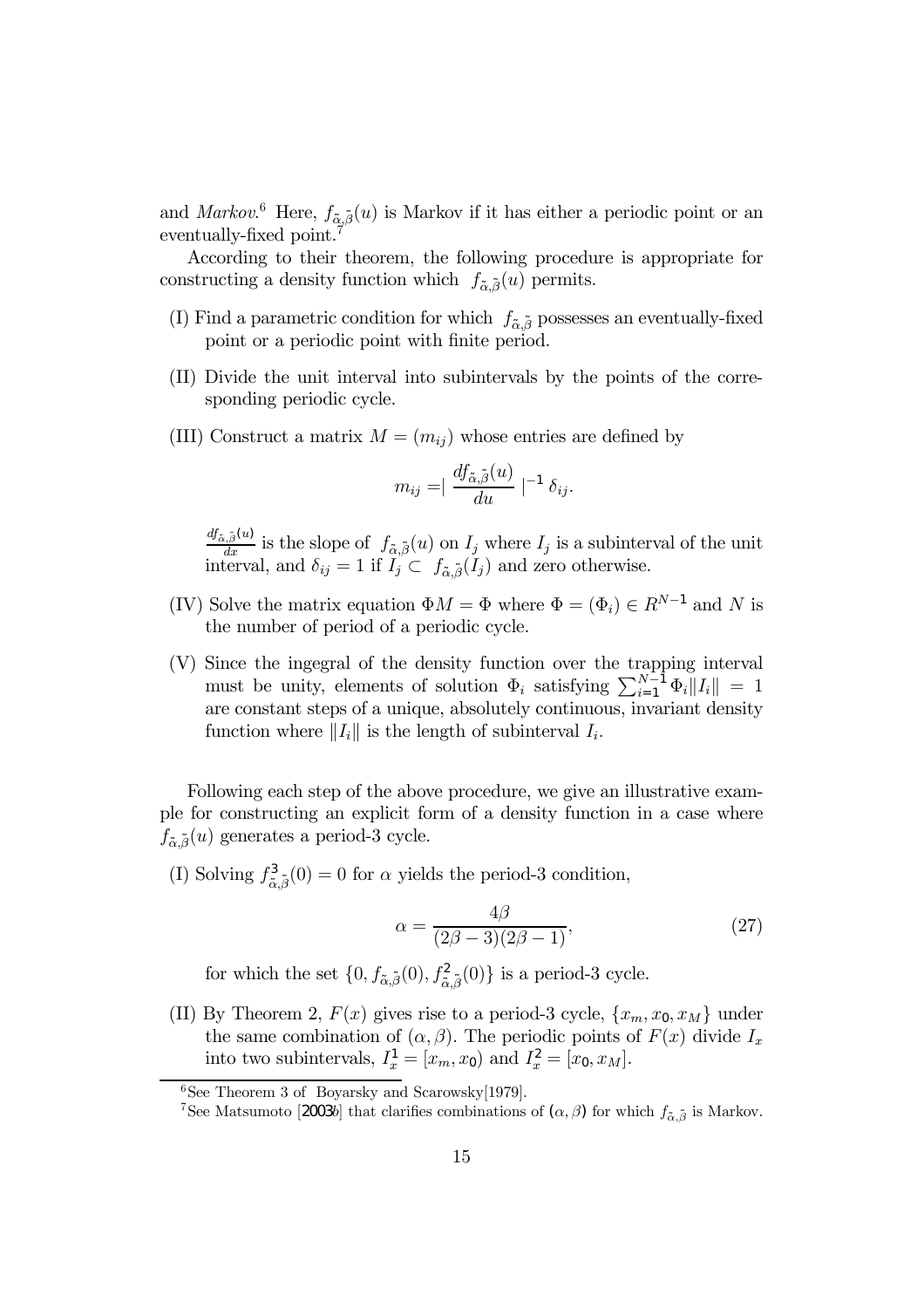and *Markov*.[6] Here, $f_{\tilde{\alpha},\tilde{\beta}}(u)$ is Markov if it has either a periodic point or an eventually-fixed point.[7]

According to their theorem, the following procedure is appropriate for constructing a density function which $f_{\tilde{\alpha},\tilde{\beta}}(u)$ permits.

(I) Find a parametric condition for which $f_{\tilde{\alpha},\tilde{\beta}}$ possesses an eventually-fixed point or a periodic point with finite period.

(II) Divide the unit interval into subintervals by the points of the corresponding periodic cycle.

(III) Construct a matrix $M = (m_{ij})$ whose entries are defined by

$$m_{ij} = \mid \frac{df_{\tilde{\alpha},\tilde{\beta}}(u)}{du} \mid^{-1} \delta_{ij}.$$

$\frac{df_{\tilde{\alpha},\tilde{\beta}}(u)}{dx}$ is the slope of $f_{\tilde{\alpha},\tilde{\beta}}(u)$ on $I_j$ where $I_j$ is a subinterval of the unit interval, and $\delta_{ij} = 1$ if $I_j \subset f_{\tilde{\alpha},\tilde{\beta}}(I_j)$ and zero otherwise.

(IV) Solve the matrix equation $\Phi M = \Phi$ where $\Phi = (\Phi_i) \in R^{N-1}$ and $N$ is the number of period of a periodic cycle.

(V) Since the ingegral of the density function over the trapping interval must be unity, elements of solution $\Phi_i$ satisfying $\sum_{i=1}^{N-1} \Phi_i \|I_i\| = 1$ are constant steps of a unique, absolutely continuous, invariant density function where $\|I_i\|$ is the length of subinterval $I_i$.

Following each step of the above procedure, we give an illustrative example for constructing an explicit form of a density function in a case where $f_{\tilde{\alpha},\tilde{\beta}}(u)$ generates a period-3 cycle.

(I) Solving $f^3_{\tilde{\alpha},\tilde{\beta}}(0) = 0$ for $\alpha$ yields the period-3 condition,

$$\alpha = \frac{4\beta}{(2\beta - 3)(2\beta - 1)}, \tag{27}$$

for which the set $\{0, f_{\tilde{\alpha},\tilde{\beta}}(0), f^2_{\tilde{\alpha},\tilde{\beta}}(0)\}$ is a period-3 cycle.

(II) By Theorem 2, $F(x)$ gives rise to a period-3 cycle, $\{x_m, x_0, x_M\}$ under the same combination of $(\alpha, \beta)$. The periodic points of $F(x)$ divide $I_x$ into two subintervals, $I^1_x = [x_m, x_0)$ and $I^2_x = [x_0, x_M]$.

[6] See Theorem 3 of Boyarsky and Scarowsky[1979].

[7] See Matsumoto [2003*b*] that clarifies combinations of $(\alpha, \beta)$ for which $f_{\tilde{\alpha},\tilde{\beta}}$ is Markov.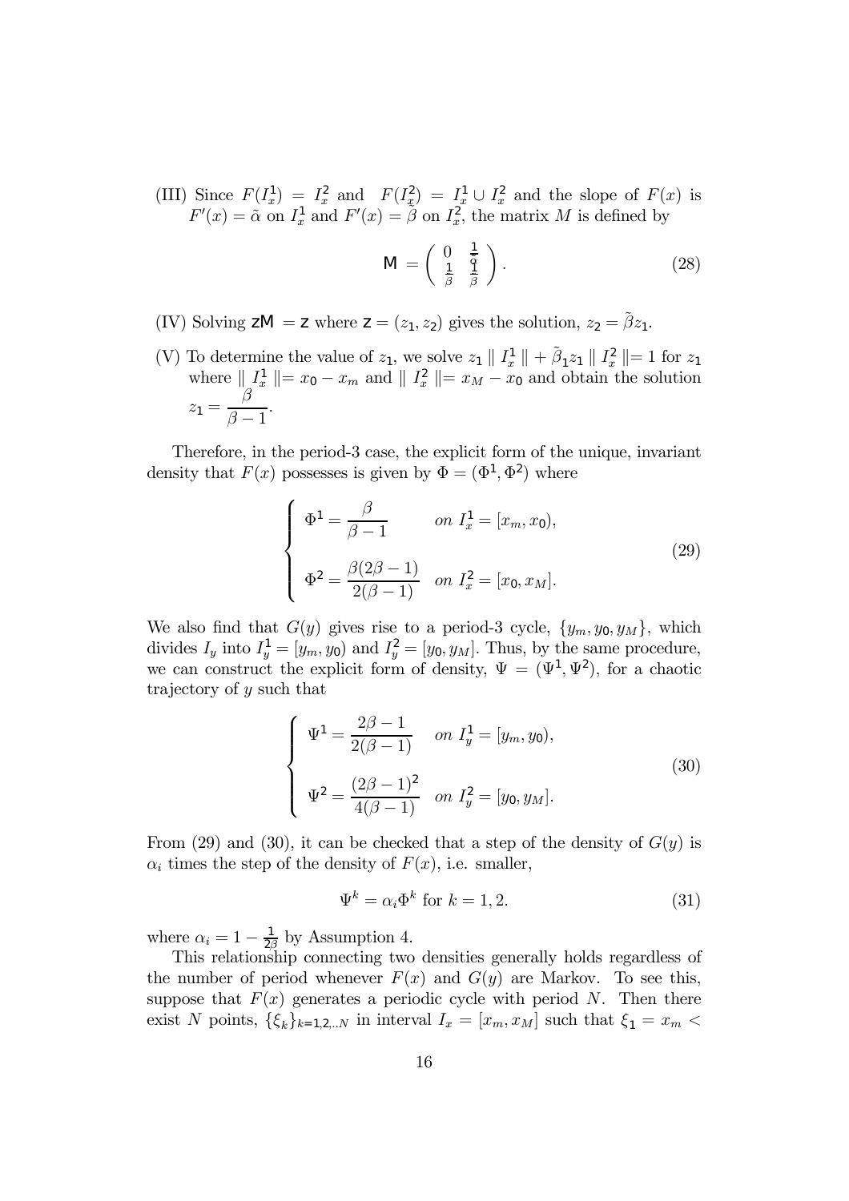(III) Since $F(I_x^1) = I_x^2$ and $F(I_x^2) = I_x^1 \cup I_x^2$ and the slope of $F(x)$ is $F'(x) = \tilde{\alpha}$ on $I_x^1$ and $F'(x) = \tilde{\beta}$ on $I_x^2$, the matrix $M$ is defined by

$$\mathsf{M} = \begin{pmatrix} 0 & \frac{1}{\tilde{\alpha}} \\ \frac{1}{\tilde{\beta}} & \frac{1}{\tilde{\beta}} \end{pmatrix}. \tag{28}$$

(IV) Solving $\mathsf{zM} = \mathsf{z}$ where $\mathsf{z} = (z_1, z_2)$ gives the solution, $z_2 = \tilde{\beta} z_1$.

(V) To determine the value of $z_1$, we solve $z_1 \parallel I_x^1 \parallel + \tilde{\beta}_1 z_1 \parallel I_x^2 \parallel = 1$ for $z_1$ where $\parallel I_x^1 \parallel = x_0 - x_m$ and $\parallel I_x^2 \parallel = x_M - x_0$ and obtain the solution $z_1 = \dfrac{\beta}{\beta - 1}$.

Therefore, in the period-3 case, the explicit form of the unique, invariant density that $F(x)$ possesses is given by $\Phi = (\Phi^1, \Phi^2)$ where

$$\begin{cases} \Phi^1 = \dfrac{\beta}{\beta - 1} & \textit{on } I_x^1 = [x_m, x_0), \\ \\ \Phi^2 = \dfrac{\beta(2\beta - 1)}{2(\beta - 1)} & \textit{on } I_x^2 = [x_0, x_M]. \end{cases} \tag{29}$$

We also find that $G(y)$ gives rise to a period-3 cycle, $\{y_m, y_0, y_M\}$, which divides $I_y$ into $I_y^1 = [y_m, y_0)$ and $I_y^2 = [y_0, y_M]$. Thus, by the same procedure, we can construct the explicit form of density, $\Psi = (\Psi^1, \Psi^2)$, for a chaotic trajectory of $y$ such that

$$\begin{cases} \Psi^1 = \dfrac{2\beta - 1}{2(\beta - 1)} & \textit{on } I_y^1 = [y_m, y_0), \\ \\ \Psi^2 = \dfrac{(2\beta - 1)^2}{4(\beta - 1)} & \textit{on } I_y^2 = [y_0, y_M]. \end{cases} \tag{30}$$

From (29) and (30), it can be checked that a step of the density of $G(y)$ is $\alpha_i$ times the step of the density of $F(x)$, i.e. smaller,

$$\Psi^k = \alpha_i \Phi^k \text{ for } k = 1, 2. \tag{31}$$

where $\alpha_i = 1 - \frac{1}{2\beta}$ by Assumption 4.

This relationship connecting two densities generally holds regardless of the number of period whenever $F(x)$ and $G(y)$ are Markov. To see this, suppose that $F(x)$ generates a periodic cycle with period $N$. Then there exist $N$ points, $\{\xi_k\}_{k=1,2,..N}$ in interval $I_x = [x_m, x_M]$ such that $\xi_1 = x_m <$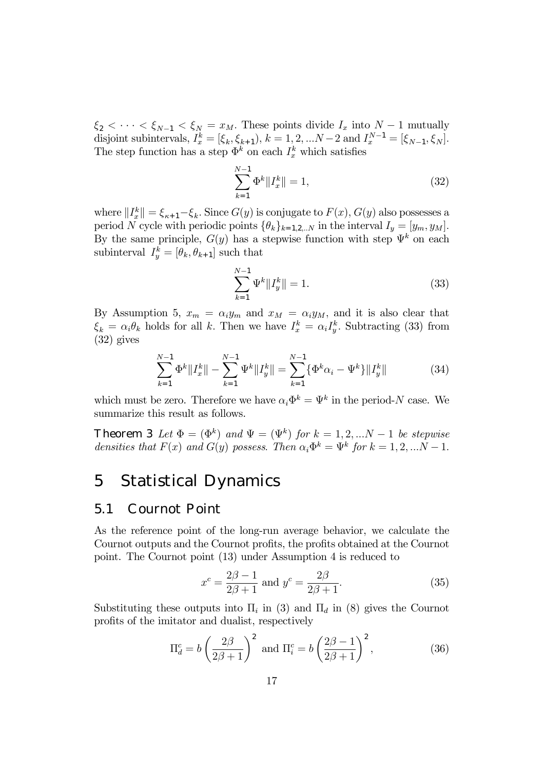$\xi_2 < \cdots < \xi_{N-1} < \xi_N = x_M$. These points divide $I_x$ into $N-1$ mutually disjoint subintervals, $I_x^k = [\xi_k, \xi_{k+1})$, $k = 1, 2, ...N-2$ and $I_x^{N-1} = [\xi_{N-1}, \xi_N]$. The step function has a step $\Phi^k$ on each $I_x^k$ which satisfies

$$\sum_{k=1}^{N-1} \Phi^k \|I_x^k\| = 1, \tag{32}$$

where $\|I_x^k\| = \xi_{\kappa+1} - \xi_k$. Since $G(y)$ is conjugate to $F(x)$, $G(y)$ also possesses a period $N$ cycle with periodic points $\{\theta_k\}_{k=1,2,..N}$ in the interval $I_y = [y_m, y_M]$. By the same principle, $G(y)$ has a stepwise function with step $\Psi^k$ on each subinterval $I_y^k = [\theta_k, \theta_{k+1}]$ such that

$$\sum_{k=1}^{N-1} \Psi^k \|I_y^k\| = 1. \tag{33}$$

By Assumption 5, $x_m = \alpha_i y_m$ and $x_M = \alpha_i y_M$, and it is also clear that $\xi_k = \alpha_i \theta_k$ holds for all $k$. Then we have $I_x^k = \alpha_i I_y^k$. Subtracting (33) from (32) gives

$$\sum_{k=1}^{N-1} \Phi^k \|I_x^k\| - \sum_{k=1}^{N-1} \Psi^k \|I_y^k\| = \sum_{k=1}^{N-1} \{\Phi^k \alpha_i - \Psi^k\} \|I_y^k\| \tag{34}$$

which must be zero. Therefore we have $\alpha_i \Phi^k = \Psi^k$ in the period-$N$ case. We summarize this result as follows.

**Theorem 3** *Let $\Phi = (\Phi^k)$ and $\Psi = (\Psi^k)$ for $k = 1, 2, ...N-1$ be stepwise densities that $F(x)$ and $G(y)$ possess. Then $\alpha_i \Phi^k = \Psi^k$ for $k = 1, 2, ...N-1$.*

# 5 Statistical Dynamics

## 5.1 Cournot Point

As the reference point of the long-run average behavior, we calculate the Cournot outputs and the Cournot profits, the profits obtained at the Cournot point. The Cournot point (13) under Assumption 4 is reduced to

$$x^c = \frac{2\beta - 1}{2\beta + 1} \text{ and } y^c = \frac{2\beta}{2\beta + 1}. \tag{35}$$

Substituting these outputs into $\Pi_i$ in (3) and $\Pi_d$ in (8) gives the Cournot profits of the imitator and dualist, respectively

$$\Pi_d^c = b\left(\frac{2\beta}{2\beta + 1}\right)^2 \text{ and } \Pi_i^c = b\left(\frac{2\beta - 1}{2\beta + 1}\right)^2, \tag{36}$$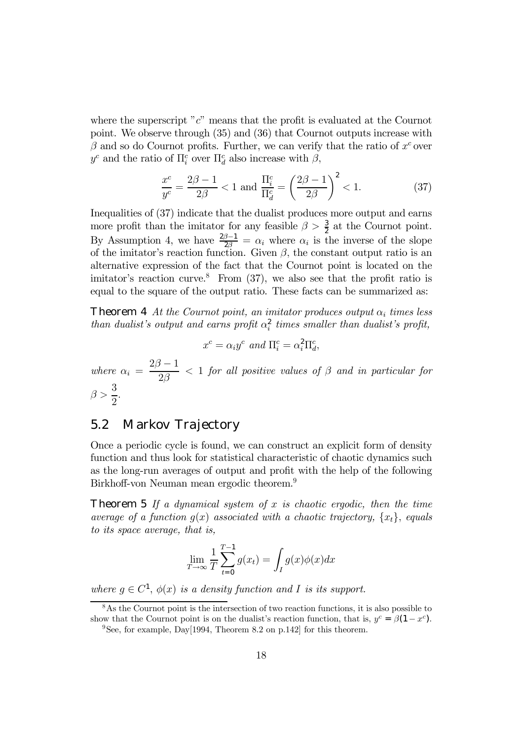where the superscript "$c$" means that the profit is evaluated at the Cournot point. We observe through (35) and (36) that Cournot outputs increase with $\beta$ and so do Cournot profits. Further, we can verify that the ratio of $x^c$ over $y^c$ and the ratio of $\Pi_i^c$ over $\Pi_d^c$ also increase with $\beta$,

$$\frac{x^c}{y^c} = \frac{2\beta - 1}{2\beta} < 1 \text{ and } \frac{\Pi_i^c}{\Pi_d^c} = \left(\frac{2\beta - 1}{2\beta}\right)^2 < 1. \tag{37}$$

Inequalities of (37) indicate that the dualist produces more output and earns more profit than the imitator for any feasible $\beta > \frac{3}{2}$ at the Cournot point. By Assumption 4, we have $\frac{2\beta-1}{2\beta} = \alpha_i$ where $\alpha_i$ is the inverse of the slope of the imitator's reaction function. Given $\beta$, the constant output ratio is an alternative expression of the fact that the Cournot point is located on the imitator's reaction curve.[8] From (37), we also see that the profit ratio is equal to the square of the output ratio. These facts can be summarized as:

**Theorem 4** *At the Cournot point, an imitator produces output $\alpha_i$ times less than dualist's output and earns profit $\alpha_i^2$ times smaller than dualist's profit,*

$$x^c = \alpha_i y^c \text{ and } \Pi_i^c = \alpha_i^2 \Pi_d^c,$$

*where $\alpha_i = \dfrac{2\beta - 1}{2\beta} < 1$ for all positive values of $\beta$ and in particular for $\beta > \dfrac{3}{2}$.*

## 5.2 Markov Trajectory

Once a periodic cycle is found, we can construct an explicit form of density function and thus look for statistical characteristic of chaotic dynamics such as the long-run averages of output and profit with the help of the following Birkhoff-von Neuman mean ergodic theorem.[9]

**Theorem 5** *If a dynamical system of $x$ is chaotic ergodic, then the time average of a function $g(x)$ associated with a chaotic trajectory, $\{x_t\}$, equals to its space average, that is,*

$$\lim_{T\to\infty} \frac{1}{T} \sum_{t=0}^{T-1} g(x_t) = \int_I g(x)\phi(x)dx$$

*where $g \in C^1$, $\phi(x)$ is a density function and $I$ is its support.*

---

[8] As the Cournot point is the intersection of two reaction functions, it is also possible to show that the Cournot point is on the dualist's reaction function, that is, $y^c = \beta(1 - x^c)$.

[9] See, for example, Day[1994, Theorem 8.2 on p.142] for this theorem.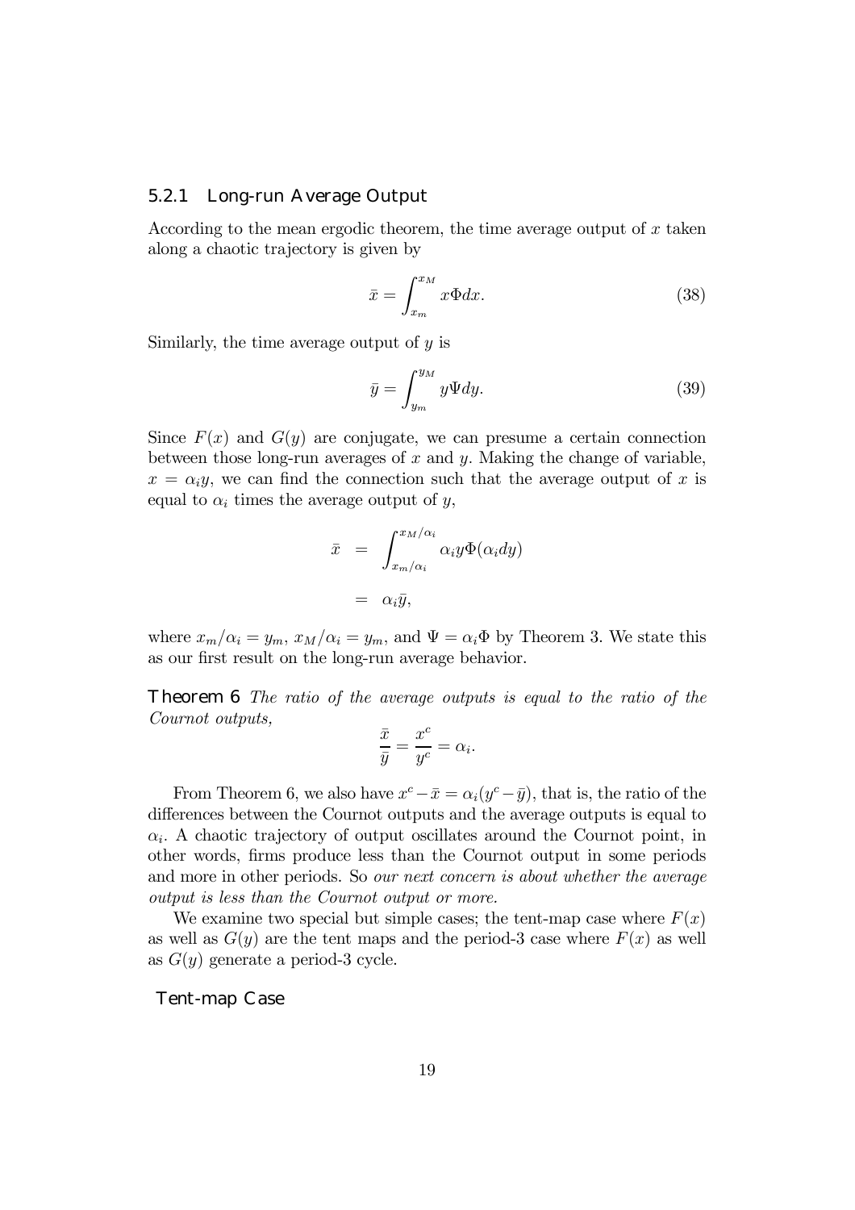### 5.2.1 Long-run Average Output

According to the mean ergodic theorem, the time average output of $x$ taken along a chaotic trajectory is given by

$$\bar{x} = \int_{x_m}^{x_M} x\Phi dx. \tag{38}$$

Similarly, the time average output of $y$ is

$$\bar{y} = \int_{y_m}^{y_M} y\Psi dy. \tag{39}$$

Since $F(x)$ and $G(y)$ are conjugate, we can presume a certain connection between those long-run averages of $x$ and $y$. Making the change of variable, $x = \alpha_i y$, we can find the connection such that the average output of $x$ is equal to $\alpha_i$ times the average output of $y$,

$$\begin{aligned} \bar{x} &= \int_{x_m/\alpha_i}^{x_M/\alpha_i} \alpha_i y \Phi(\alpha_i dy) \\ &= \alpha_i \bar{y}, \end{aligned}$$

where $x_m/\alpha_i = y_m$, $x_M/\alpha_i = y_m$, and $\Psi = \alpha_i \Phi$ by Theorem 3. We state this as our first result on the long-run average behavior.

**Theorem 6** *The ratio of the average outputs is equal to the ratio of the Cournot outputs,*

$$\frac{\bar{x}}{\bar{y}} = \frac{x^c}{y^c} = \alpha_i.$$

From Theorem 6, we also have $x^c - \bar{x} = \alpha_i(y^c - \bar{y})$, that is, the ratio of the differences between the Cournot outputs and the average outputs is equal to $\alpha_i$. A chaotic trajectory of output oscillates around the Cournot point, in other words, firms produce less than the Cournot output in some periods and more in other periods. So *our next concern is about whether the average output is less than the Cournot output or more.*

We examine two special but simple cases; the tent-map case where $F(x)$ as well as $G(y)$ are the tent maps and the period-3 case where $F(x)$ as well as $G(y)$ generate a period-3 cycle.

#### Tent-map Case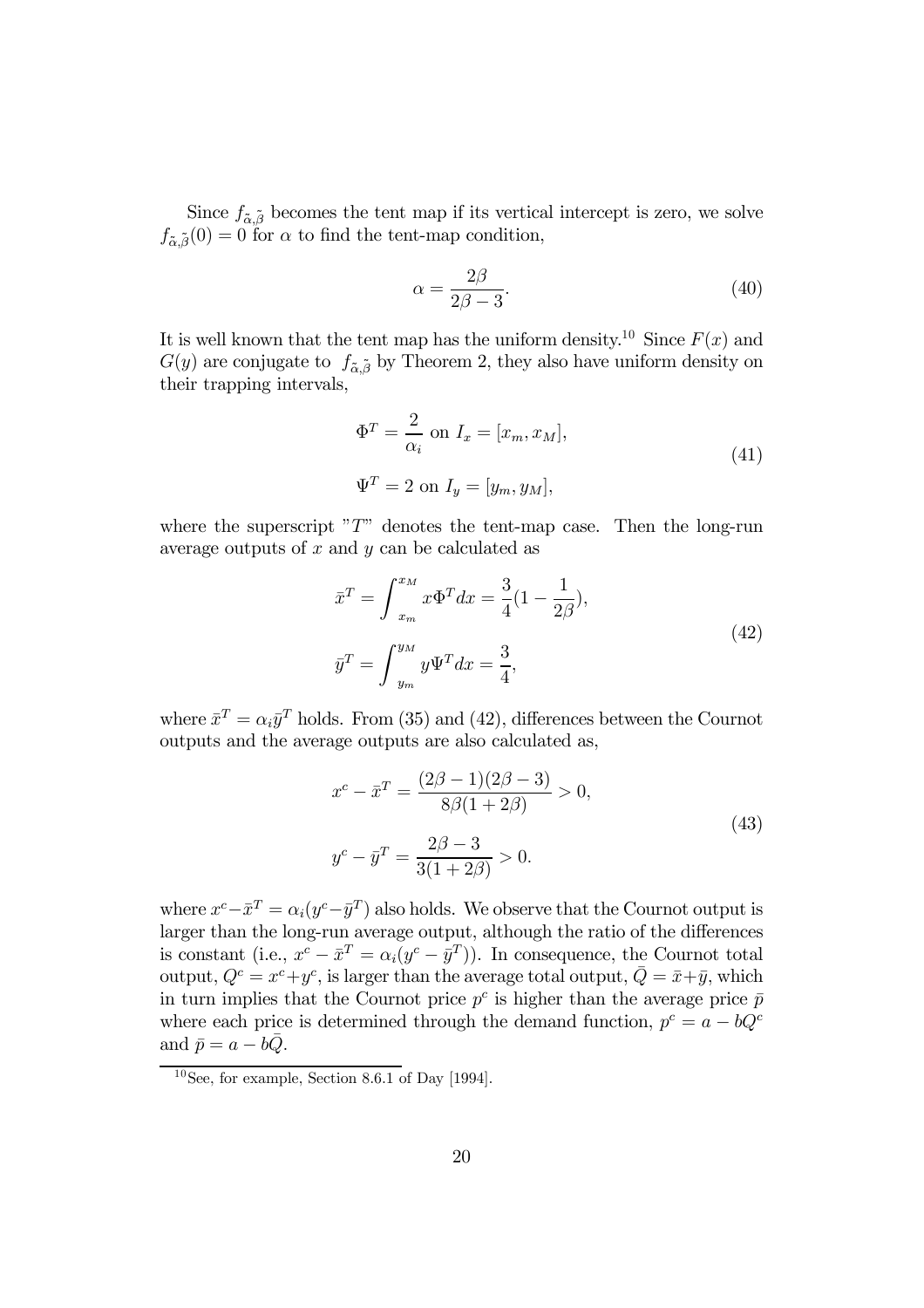Since $f_{\tilde{\alpha},\tilde{\beta}}$ becomes the tent map if its vertical intercept is zero, we solve $f_{\tilde{\alpha},\tilde{\beta}}(0) = 0$ for $\alpha$ to find the tent-map condition,

$$\alpha = \frac{2\beta}{2\beta - 3}. \tag{40}$$

It is well known that the tent map has the uniform density.[10] Since $F(x)$ and $G(y)$ are conjugate to $f_{\tilde{\alpha},\tilde{\beta}}$ by Theorem 2, they also have uniform density on their trapping intervals,

$$\begin{aligned} \Phi^T &= \frac{2}{\alpha_i} \text{ on } I_x = [x_m, x_M], \\ \Psi^T &= 2 \text{ on } I_y = [y_m, y_M], \end{aligned} \tag{41}$$

where the superscript "$T$" denotes the tent-map case. Then the long-run average outputs of $x$ and $y$ can be calculated as

$$\begin{aligned} \bar{x}^T &= \int_{x_m}^{x_M} x \Phi^T dx = \frac{3}{4}(1 - \frac{1}{2\beta}), \\ \bar{y}^T &= \int_{y_m}^{y_M} y \Psi^T dx = \frac{3}{4}, \end{aligned} \tag{42}$$

where $\bar{x}^T = \alpha_i \bar{y}^T$ holds. From (35) and (42), differences between the Cournot outputs and the average outputs are also calculated as,

$$\begin{aligned} x^c - \bar{x}^T &= \frac{(2\beta - 1)(2\beta - 3)}{8\beta(1 + 2\beta)} > 0, \\ y^c - \bar{y}^T &= \frac{2\beta - 3}{3(1 + 2\beta)} > 0. \end{aligned} \tag{43}$$

where $x^c - \bar{x}^T = \alpha_i(y^c - \bar{y}^T)$ also holds. We observe that the Cournot output is larger than the long-run average output, although the ratio of the differences is constant (i.e., $x^c - \bar{x}^T = \alpha_i(y^c - \bar{y}^T)$). In consequence, the Cournot total output, $Q^c = x^c + y^c$, is larger than the average total output, $\bar{Q} = \bar{x} + \bar{y}$, which in turn implies that the Cournot price $p^c$ is higher than the average price $\bar{p}$ where each price is determined through the demand function, $p^c = a - bQ^c$ and $\bar{p} = a - b\bar{Q}$.

[10] See, for example, Section 8.6.1 of Day [1994].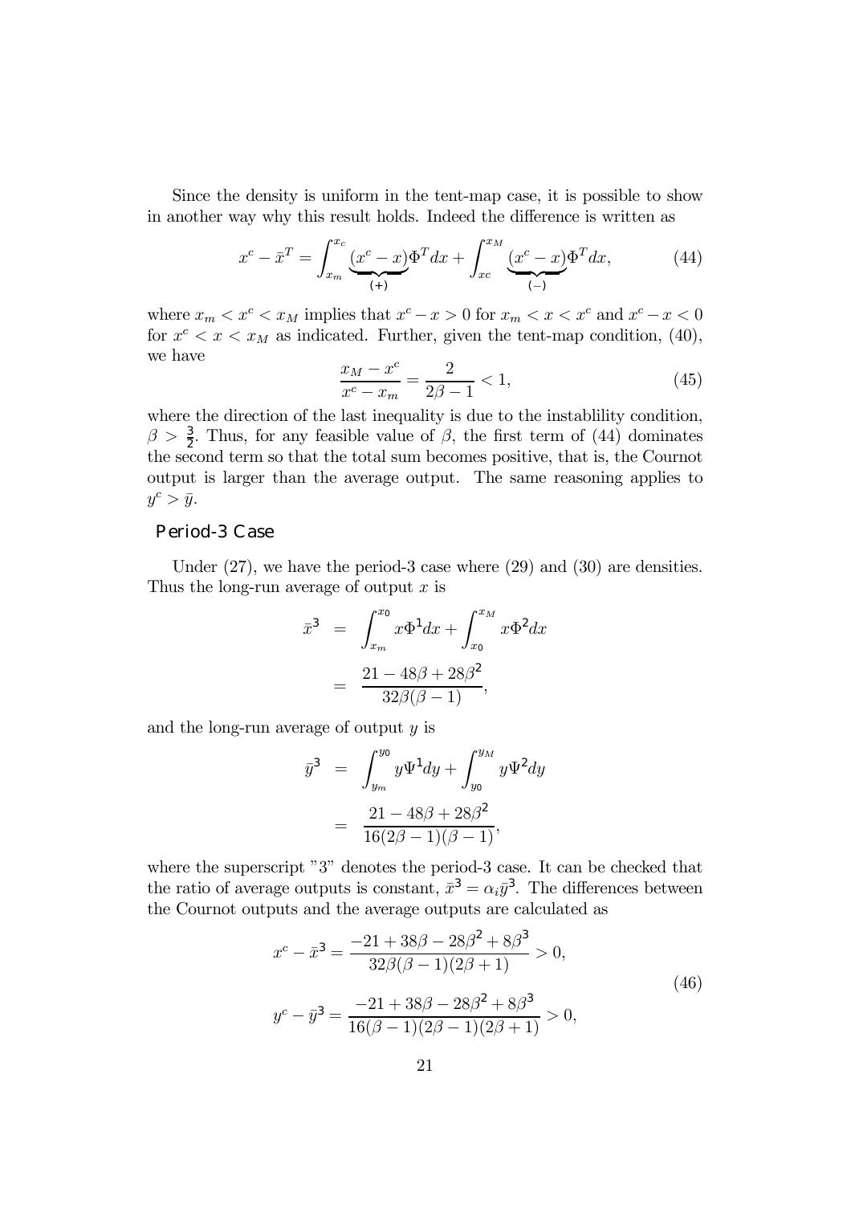Since the density is uniform in the tent-map case, it is possible to show in another way why this result holds. Indeed the difference is written as

$$x^c - \bar{x}^T = \int_{x_m}^{x_c} \underbrace{(x^c - x)}_{(+)} \Phi^T dx + \int_{xc}^{x_M} \underbrace{(x^c - x)}_{(-)} \Phi^T dx, \tag{44}$$

where $x_m < x^c < x_M$ implies that $x^c - x > 0$ for $x_m < x < x^c$ and $x^c - x < 0$ for $x^c < x < x_M$ as indicated. Further, given the tent-map condition, (40), we have

$$\frac{x_M - x^c}{x^c - x_m} = \frac{2}{2\beta - 1} < 1, \tag{45}$$

where the direction of the last inequality is due to the instablility condition, $\beta > \frac{3}{2}$. Thus, for any feasible value of $\beta$, the first term of (44) dominates the second term so that the total sum becomes positive, that is, the Cournot output is larger than the average output. The same reasoning applies to $y^c > \bar{y}$.

## Period-3 Case

Under (27), we have the period-3 case where (29) and (30) are densities. Thus the long-run average of output $x$ is

$$\begin{aligned}
\bar{x}^3 &= \int_{x_m}^{x_0} x\Phi^1 dx + \int_{x_0}^{x_M} x\Phi^2 dx \\
&= \frac{21 - 48\beta + 28\beta^2}{32\beta(\beta - 1)},
\end{aligned}$$

and the long-run average of output $y$ is

$$\begin{aligned}
\bar{y}^3 &= \int_{y_m}^{y_0} y\Psi^1 dy + \int_{y_0}^{y_M} y\Psi^2 dy \\
&= \frac{21 - 48\beta + 28\beta^2}{16(2\beta - 1)(\beta - 1)},
\end{aligned}$$

where the superscript "3" denotes the period-3 case. It can be checked that the ratio of average outputs is constant, $\bar{x}^3 = \alpha_i \bar{y}^3$. The differences between the Cournot outputs and the average outputs are calculated as

$$\begin{aligned}
x^c - \bar{x}^3 &= \frac{-21 + 38\beta - 28\beta^2 + 8\beta^3}{32\beta(\beta - 1)(2\beta + 1)} > 0, \\
y^c - \bar{y}^3 &= \frac{-21 + 38\beta - 28\beta^2 + 8\beta^3}{16(\beta - 1)(2\beta - 1)(2\beta + 1)} > 0,
\end{aligned} \tag{46}$$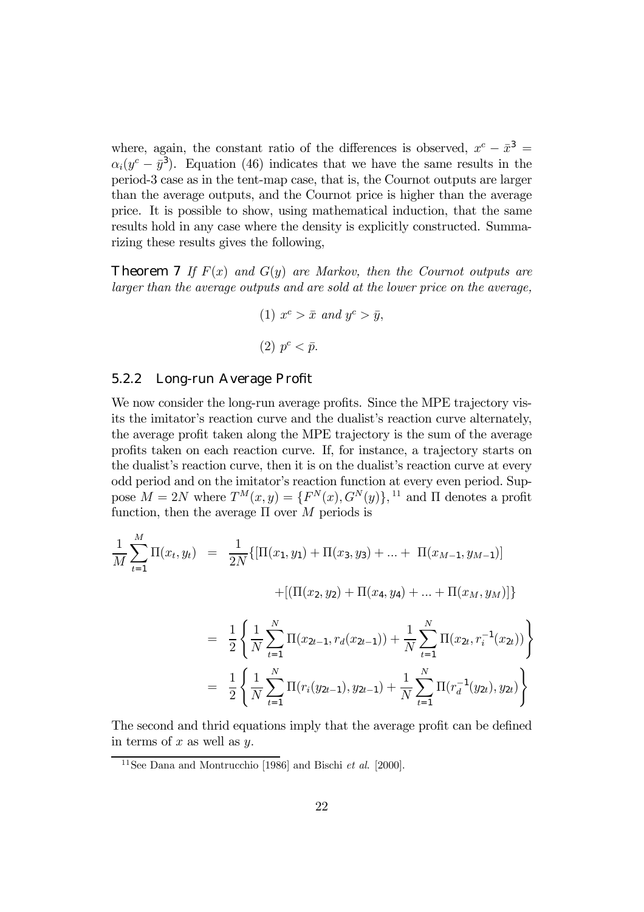where, again, the constant ratio of the differences is observed, $x^c - \bar{x}^3 = \alpha_i(y^c - \bar{y}^3)$. Equation (46) indicates that we have the same results in the period-3 case as in the tent-map case, that is, the Cournot outputs are larger than the average outputs, and the Cournot price is higher than the average price. It is possible to show, using mathematical induction, that the same results hold in any case where the density is explicitly constructed. Summarizing these results gives the following,

**Theorem 7** *If $F(x)$ and $G(y)$ are Markov, then the Cournot outputs are larger than the average outputs and are sold at the lower price on the average,*

$$(1)\ x^c > \bar{x} \text{ and } y^c > \bar{y},$$

$$(2)\ p^c < \bar{p}.$$

### 5.2.2 Long-run Average Profit

We now consider the long-run average profits. Since the MPE trajectory visits the imitator's reaction curve and the dualist's reaction curve alternately, the average profit taken along the MPE trajectory is the sum of the average profits taken on each reaction curve. If, for instance, a trajectory starts on the dualist's reaction curve, then it is on the dualist's reaction curve at every odd period and on the imitator's reaction function at every even period. Suppose $M = 2N$ where $T^M(x, y) = \{F^N(x), G^N(y)\}$, [11] and $\Pi$ denotes a profit function, then the average $\Pi$ over $M$ periods is

$$\begin{aligned}
\frac{1}{M}\sum_{t=1}^{M}\Pi(x_t, y_t) &= \frac{1}{2N}\{[\Pi(x_1, y_1) + \Pi(x_3, y_3) + ... + \ \Pi(x_{M-1}, y_{M-1})] \\
&\quad + [(\Pi(x_2, y_2) + \Pi(x_4, y_4) + ... + \Pi(x_M, y_M)]\} \\
&= \frac{1}{2}\left\{\frac{1}{N}\sum_{t=1}^{N}\Pi(x_{2t-1}, r_d(x_{2t-1})) + \frac{1}{N}\sum_{t=1}^{N}\Pi(x_{2t}, r_i^{-1}(x_{2t}))\right\} \\
&= \frac{1}{2}\left\{\frac{1}{N}\sum_{t=1}^{N}\Pi(r_i(y_{2t-1}), y_{2t-1}) + \frac{1}{N}\sum_{t=1}^{N}\Pi(r_d^{-1}(y_{2t}), y_{2t})\right\}
\end{aligned}$$

The second and thrid equations imply that the average profit can be defined in terms of $x$ as well as $y$.

[11] See Dana and Montrucchio [1986] and Bischi *et al.* [2000].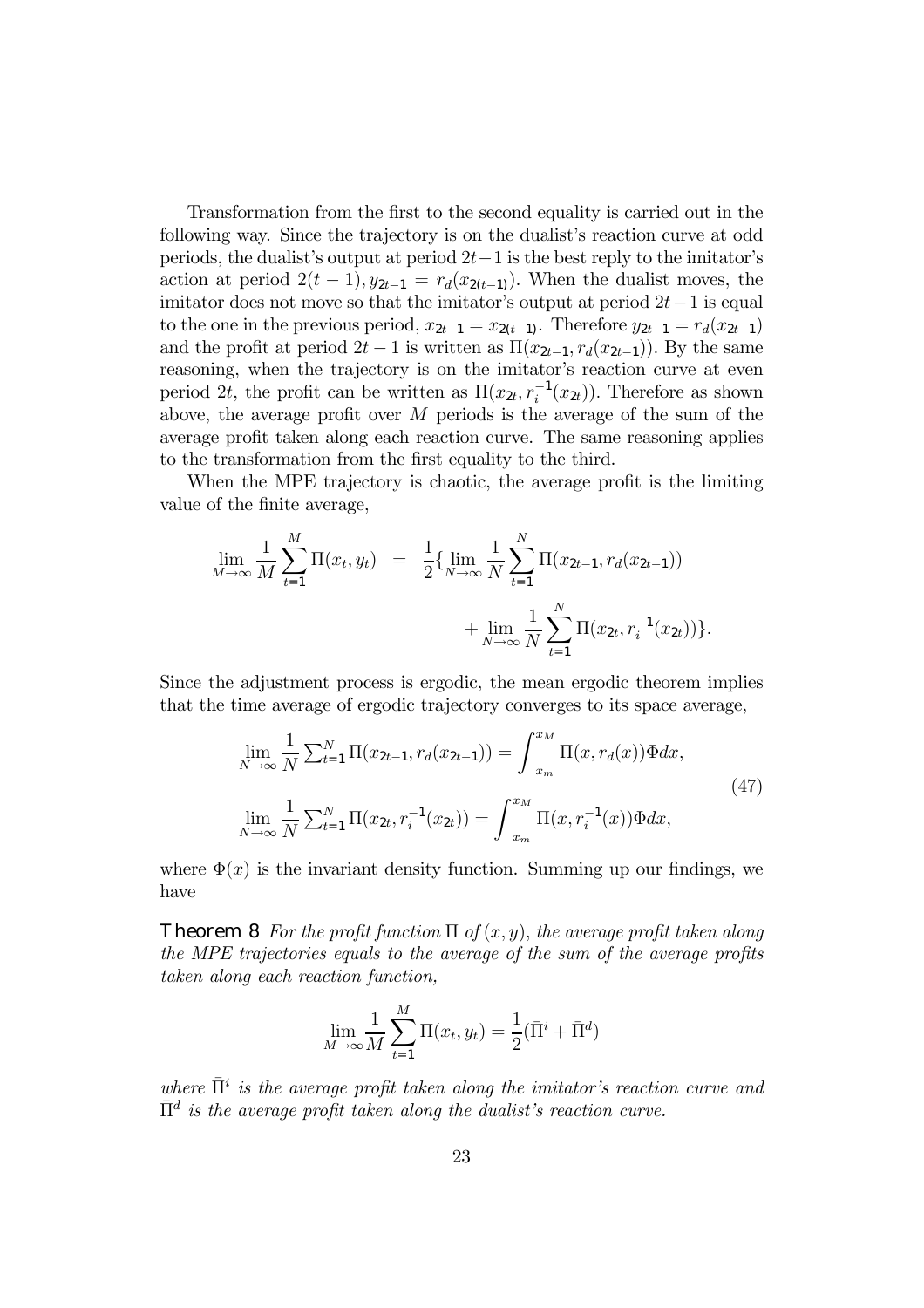Transformation from the first to the second equality is carried out in the following way. Since the trajectory is on the dualist's reaction curve at odd periods, the dualist's output at period $2t-1$ is the best reply to the imitator's action at period $2(t-1), y_{2t-1} = r_d(x_{2(t-1)})$. When the dualist moves, the imitator does not move so that the imitator's output at period $2t-1$ is equal to the one in the previous period, $x_{2t-1} = x_{2(t-1)}$. Therefore $y_{2t-1} = r_d(x_{2t-1})$ and the profit at period $2t-1$ is written as $\Pi(x_{2t-1}, r_d(x_{2t-1}))$. By the same reasoning, when the trajectory is on the imitator's reaction curve at even period $2t$, the profit can be written as $\Pi(x_{2t}, r_i^{-1}(x_{2t}))$. Therefore as shown above, the average profit over $M$ periods is the average of the sum of the average profit taken along each reaction curve. The same reasoning applies to the transformation from the first equality to the third.

When the MPE trajectory is chaotic, the average profit is the limiting value of the finite average,

$$
\begin{aligned}
\lim_{M\to\infty} \frac{1}{M} \sum_{t=1}^{M} \Pi(x_t, y_t) &= \frac{1}{2}\{ \lim_{N\to\infty} \frac{1}{N} \sum_{t=1}^{N} \Pi(x_{2t-1}, r_d(x_{2t-1})) \\
&\quad + \lim_{N\to\infty} \frac{1}{N} \sum_{t=1}^{N} \Pi(x_{2t}, r_i^{-1}(x_{2t}))\}.
\end{aligned}
$$

Since the adjustment process is ergodic, the mean ergodic theorem implies that the time average of ergodic trajectory converges to its space average,

$$
\begin{aligned}
\lim_{N\to\infty} \frac{1}{N} \textstyle\sum_{t=1}^{N} \Pi(x_{2t-1}, r_d(x_{2t-1})) &= \displaystyle\int_{x_m}^{x_M} \Pi(x, r_d(x))\Phi dx, \\
\lim_{N\to\infty} \frac{1}{N} \textstyle\sum_{t=1}^{N} \Pi(x_{2t}, r_i^{-1}(x_{2t})) &= \displaystyle\int_{x_m}^{x_M} \Pi(x, r_i^{-1}(x))\Phi dx,
\end{aligned}
\tag{47}
$$

where $\Phi(x)$ is the invariant density function. Summing up our findings, we have

**Theorem 8** *For the profit function $\Pi$ of $(x, y)$, the average profit taken along the MPE trajectories equals to the average of the sum of the average profits taken along each reaction function,*

$$
\lim_{M\to\infty} \frac{1}{M} \sum_{t=1}^{M} \Pi(x_t, y_t) = \frac{1}{2}(\bar{\Pi}^i + \bar{\Pi}^d)
$$

*where $\bar{\Pi}^i$ is the average profit taken along the imitator's reaction curve and $\bar{\Pi}^d$ is the average profit taken along the dualist's reaction curve.*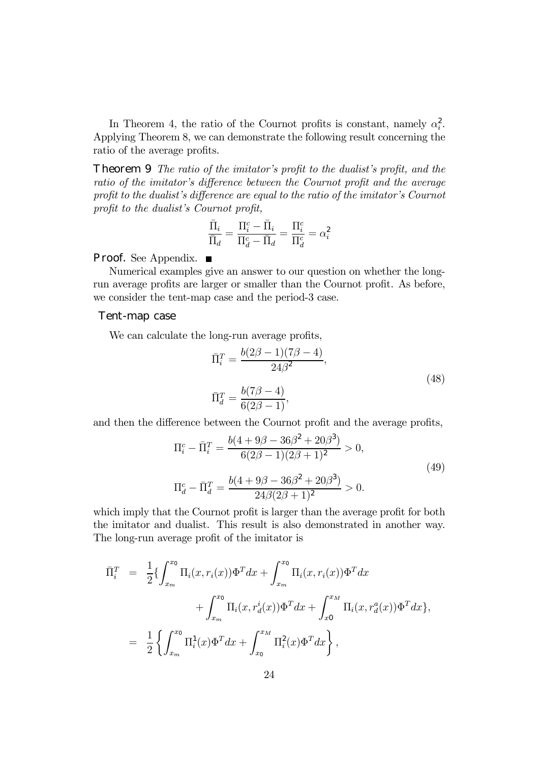In Theorem 4, the ratio of the Cournot profits is constant, namely $\alpha_i^2$. Applying Theorem 8, we can demonstrate the following result concerning the ratio of the average profits.

**Theorem 9** *The ratio of the imitator's profit to the dualist's profit, and the ratio of the imitator's difference between the Cournot profit and the average profit to the dualist's difference are equal to the ratio of the imitator's Cournot profit to the dualist's Cournot profit,*

$$\frac{\bar{\Pi}_i}{\bar{\Pi}_d} = \frac{\Pi_i^c - \bar{\Pi}_i}{\Pi_d^c - \bar{\Pi}_d} = \frac{\Pi_i^c}{\Pi_d^c} = \alpha_i^2$$

**Proof.** See Appendix. ■

Numerical examples give an answer to our question on whether the long-run average profits are larger or smaller than the Cournot profit. As before, we consider the tent-map case and the period-3 case.

### Tent-map case

We can calculate the long-run average profits,

$$\begin{aligned} \bar{\Pi}_i^T &= \frac{b(2\beta - 1)(7\beta - 4)}{24\beta^2}, \\ \bar{\Pi}_d^T &= \frac{b(7\beta - 4)}{6(2\beta - 1)}, \end{aligned} \tag{48}$$

and then the difference between the Cournot profit and the average profits,

$$\begin{aligned} \Pi_i^c - \bar{\Pi}_i^T &= \frac{b(4 + 9\beta - 36\beta^2 + 20\beta^3)}{6(2\beta - 1)(2\beta + 1)^2} > 0, \\ \Pi_d^c - \bar{\Pi}_d^T &= \frac{b(4 + 9\beta - 36\beta^2 + 20\beta^3)}{24\beta(2\beta + 1)^2} > 0. \end{aligned} \tag{49}$$

which imply that the Cournot profit is larger than the average profit for both the imitator and dualist. This result is also demonstrated in another way. The long-run average profit of the imitator is

$$\begin{aligned} \bar{\Pi}_i^T &= \frac{1}{2}\{\int_{x_m}^{x_0} \Pi_i(x, r_i(x))\Phi^T dx + \int_{x_m}^{x_0} \Pi_i(x, r_i(x))\Phi^T dx \\ &\qquad + \int_{x_m}^{x_0} \Pi_i(x, r_d^i(x))\Phi^T dx + \int_{x_0}^{x_M} \Pi_i(x, r_d^a(x))\Phi^T dx\}, \\ &= \frac{1}{2}\left\{\int_{x_m}^{x_0} \Pi_i^1(x)\Phi^T dx + \int_{x_0}^{x_M} \Pi_i^2(x)\Phi^T dx\right\}, \end{aligned}$$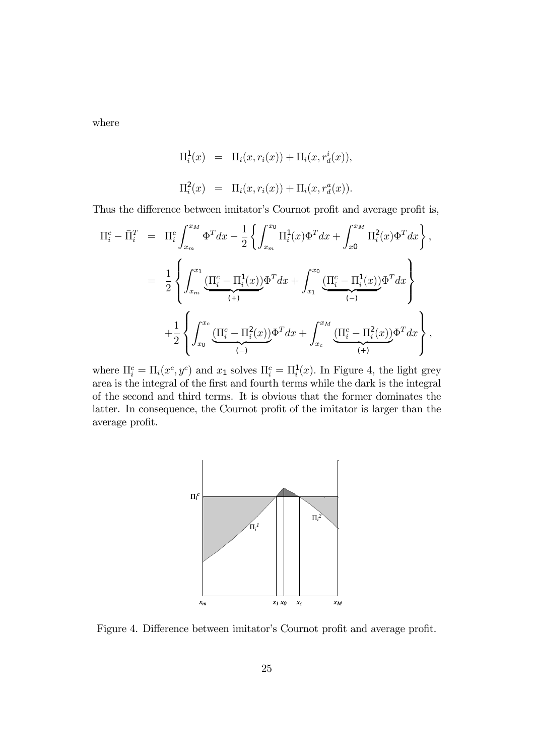where

$$\Pi_i^1(x) = \Pi_i(x, r_i(x)) + \Pi_i(x, r_d^i(x)),$$

$$\Pi_i^2(x) = \Pi_i(x, r_i(x)) + \Pi_i(x, r_d^a(x)).$$

Thus the difference between imitator's Cournot profit and average profit is,

$$\begin{aligned}
\Pi_i^c - \bar{\Pi}_i^T &= \Pi_i^c \int_{x_m}^{x_M} \Phi^T dx - \frac{1}{2}\left\{ \int_{x_m}^{x_0} \Pi_i^1(x)\Phi^T dx + \int_{x0}^{x_M} \Pi_i^2(x)\Phi^T dx \right\}, \\
&= \frac{1}{2}\left\{ \int_{x_m}^{x_1} \underbrace{(\Pi_i^c - \Pi_i^1(x))}_{(+)}\Phi^T dx + \int_{x_1}^{x_0} \underbrace{(\Pi_i^c - \Pi_i^1(x))}_{(-)}\Phi^T dx \right\} \\
&\quad + \frac{1}{2}\left\{ \int_{x_0}^{x_c} \underbrace{(\Pi_i^c - \Pi_i^2(x))}_{(-)}\Phi^T dx + \int_{x_c}^{x_M} \underbrace{(\Pi_i^c - \Pi_i^2(x))}_{(+)}\Phi^T dx \right\},
\end{aligned}$$

where $\Pi_i^c = \Pi_i(x^c, y^c)$ and $x_1$ solves $\Pi_i^c = \Pi_i^1(x)$. In Figure 4, the light grey area is the integral of the first and fourth terms while the dark is the integral of the second and third terms. It is obvious that the former dominates the latter. In consequence, the Cournot profit of the imitator is larger than the average profit.

$\Pi_i^c$

$\Pi_i^1$

$\Pi_i^2$

$x_m$ $x_1$ $x_0$ $x_c$ $x_M$

Figure 4. Difference between imitator's Cournot profit and average profit.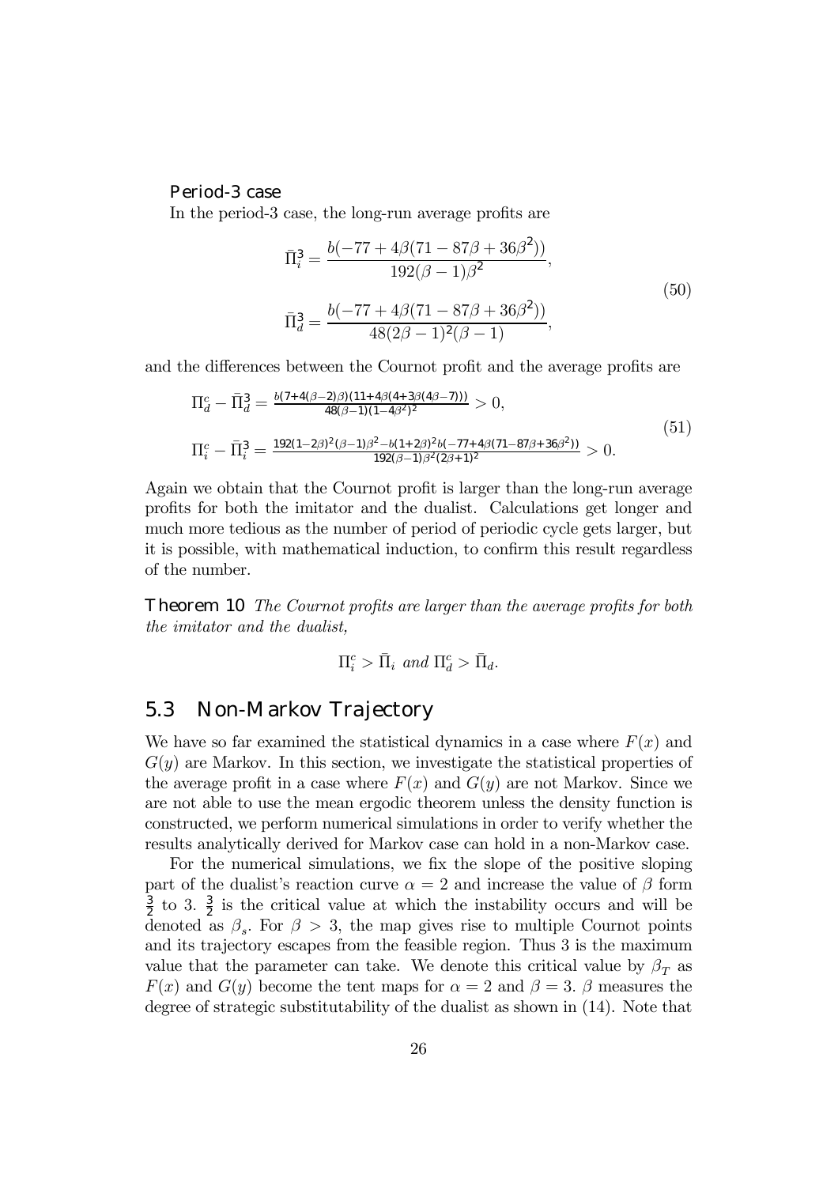#### Period-3 case

In the period-3 case, the long-run average profits are

$$
\begin{aligned}
\bar{\Pi}_i^3 &= \frac{b(-77+4\beta(71-87\beta+36\beta^2))}{192(\beta-1)\beta^2}, \\
\bar{\Pi}_d^3 &= \frac{b(-77+4\beta(71-87\beta+36\beta^2))}{48(2\beta-1)^2(\beta-1)},
\end{aligned}
\tag{50}
$$

and the differences between the Cournot profit and the average profits are

$$
\begin{aligned}
\Pi_d^c - \bar{\Pi}_d^3 &= \frac{b(7+4(\beta-2)\beta)(11+4\beta(4+3\beta(4\beta-7)))}{48(\beta-1)(1-4\beta^2)^2} > 0, \\
\Pi_i^c - \bar{\Pi}_i^3 &= \frac{192(1-2\beta)^2(\beta-1)\beta^2 - b(1+2\beta)^2 b(-77+4\beta(71-87\beta+36\beta^2))}{192(\beta-1)\beta^2(2\beta+1)^2} > 0.
\end{aligned}
\tag{51}
$$

Again we obtain that the Cournot profit is larger than the long-run average profits for both the imitator and the dualist. Calculations get longer and much more tedious as the number of period of periodic cycle gets larger, but it is possible, with mathematical induction, to confirm this result regardless of the number.

**Theorem 10** *The Cournot profits are larger than the average profits for both the imitator and the dualist,*

$$\Pi_i^c > \bar{\Pi}_i \text{ and } \Pi_d^c > \bar{\Pi}_d.$$

## 5.3 Non-Markov Trajectory

We have so far examined the statistical dynamics in a case where $F(x)$ and $G(y)$ are Markov. In this section, we investigate the statistical properties of the average profit in a case where $F(x)$ and $G(y)$ are not Markov. Since we are not able to use the mean ergodic theorem unless the density function is constructed, we perform numerical simulations in order to verify whether the results analytically derived for Markov case can hold in a non-Markov case.

For the numerical simulations, we fix the slope of the positive sloping part of the dualist's reaction curve $\alpha = 2$ and increase the value of $\beta$ form $\frac{3}{2}$ to 3. $\frac{3}{2}$ is the critical value at which the instability occurs and will be denoted as $\beta_s$. For $\beta > 3$, the map gives rise to multiple Cournot points and its trajectory escapes from the feasible region. Thus 3 is the maximum value that the parameter can take. We denote this critical value by $\beta_T$ as $F(x)$ and $G(y)$ become the tent maps for $\alpha = 2$ and $\beta = 3$. $\beta$ measures the degree of strategic substitutability of the dualist as shown in (14). Note that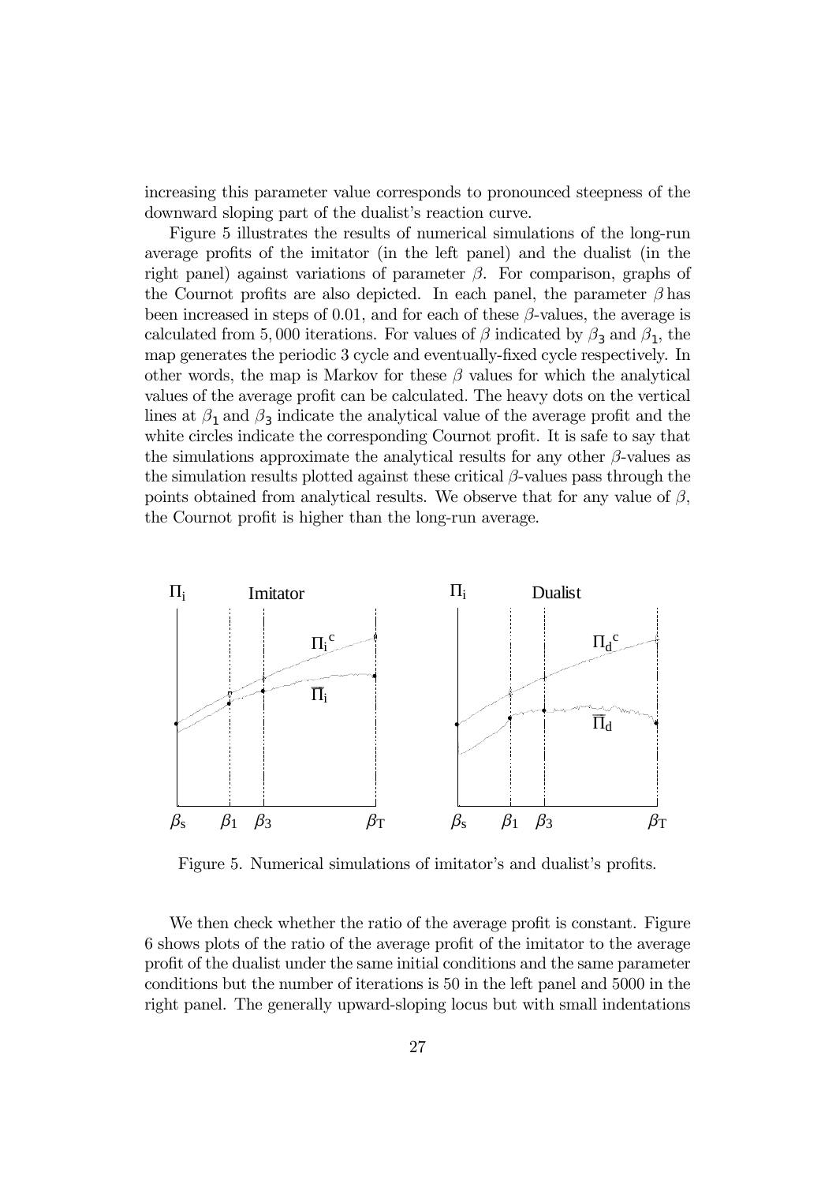increasing this parameter value corresponds to pronounced steepness of the downward sloping part of the dualist's reaction curve.

Figure 5 illustrates the results of numerical simulations of the long-run average profits of the imitator (in the left panel) and the dualist (in the right panel) against variations of parameter $\beta$. For comparison, graphs of the Cournot profits are also depicted. In each panel, the parameter $\beta$ has been increased in steps of 0.01, and for each of these $\beta$-values, the average is calculated from 5,000 iterations. For values of $\beta$ indicated by $\beta_3$ and $\beta_1$, the map generates the periodic 3 cycle and eventually-fixed cycle respectively. In other words, the map is Markov for these $\beta$ values for which the analytical values of the average profit can be calculated. The heavy dots on the vertical lines at $\beta_1$ and $\beta_3$ indicate the analytical value of the average profit and the white circles indicate the corresponding Cournot profit. It is safe to say that the simulations approximate the analytical results for any other $\beta$-values as the simulation results plotted against these critical $\beta$-values pass through the points obtained from analytical results. We observe that for any value of $\beta$, the Cournot profit is higher than the long-run average.

Figure 5. Numerical simulations of imitator's and dualist's profits.

We then check whether the ratio of the average profit is constant. Figure 6 shows plots of the ratio of the average profit of the imitator to the average profit of the dualist under the same initial conditions and the same parameter conditions but the number of iterations is 50 in the left panel and 5000 in the right panel. The generally upward-sloping locus but with small indentations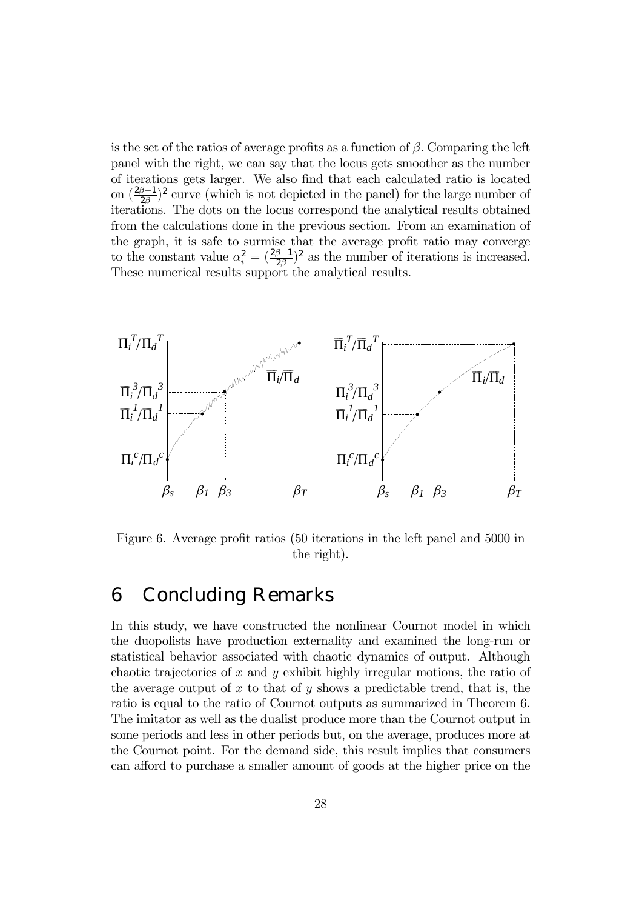is the set of the ratios of average profits as a function of $\beta$. Comparing the left panel with the right, we can say that the locus gets smoother as the number of iterations gets larger. We also find that each calculated ratio is located on $(\frac{2\beta-1}{2\beta})^2$ curve (which is not depicted in the panel) for the large number of iterations. The dots on the locus correspond the analytical results obtained from the calculations done in the previous section. From an examination of the graph, it is safe to surmise that the average profit ratio may converge to the constant value $\alpha_i^2 = (\frac{2\beta-1}{2\beta})^2$ as the number of iterations is increased. These numerical results support the analytical results.

$\overline{\Pi}_i^T/\overline{\Pi}_d^T$

$\overline{\Pi}_i^3/\overline{\Pi}_d^3$

$\overline{\Pi}_i^1/\overline{\Pi}_d^1$

$\Pi_i^c/\Pi_d^c$

$\overline{\Pi}_i/\overline{\Pi}_d$

$\beta_s$ $\beta_1$ $\beta_3$ $\beta_T$

$\overline{\Pi}_i^T/\overline{\Pi}_d^T$

$\overline{\Pi}_i^3/\overline{\Pi}_d^3$

$\overline{\Pi}_i^1/\overline{\Pi}_d^1$

$\Pi_i^c/\Pi_d^c$

$\overline{\Pi}_i/\overline{\Pi}_d$

$\beta_s$ $\beta_1$ $\beta_3$ $\beta_T$

Figure 6. Average profit ratios (50 iterations in the left panel and 5000 in the right).

# 6 Concluding Remarks

In this study, we have constructed the nonlinear Cournot model in which the duopolists have production externality and examined the long-run or statistical behavior associated with chaotic dynamics of output. Although chaotic trajectories of $x$ and $y$ exhibit highly irregular motions, the ratio of the average output of $x$ to that of $y$ shows a predictable trend, that is, the ratio is equal to the ratio of Cournot outputs as summarized in Theorem 6. The imitator as well as the dualist produce more than the Cournot output in some periods and less in other periods but, on the average, produces more at the Cournot point. For the demand side, this result implies that consumers can afford to purchase a smaller amount of goods at the higher price on the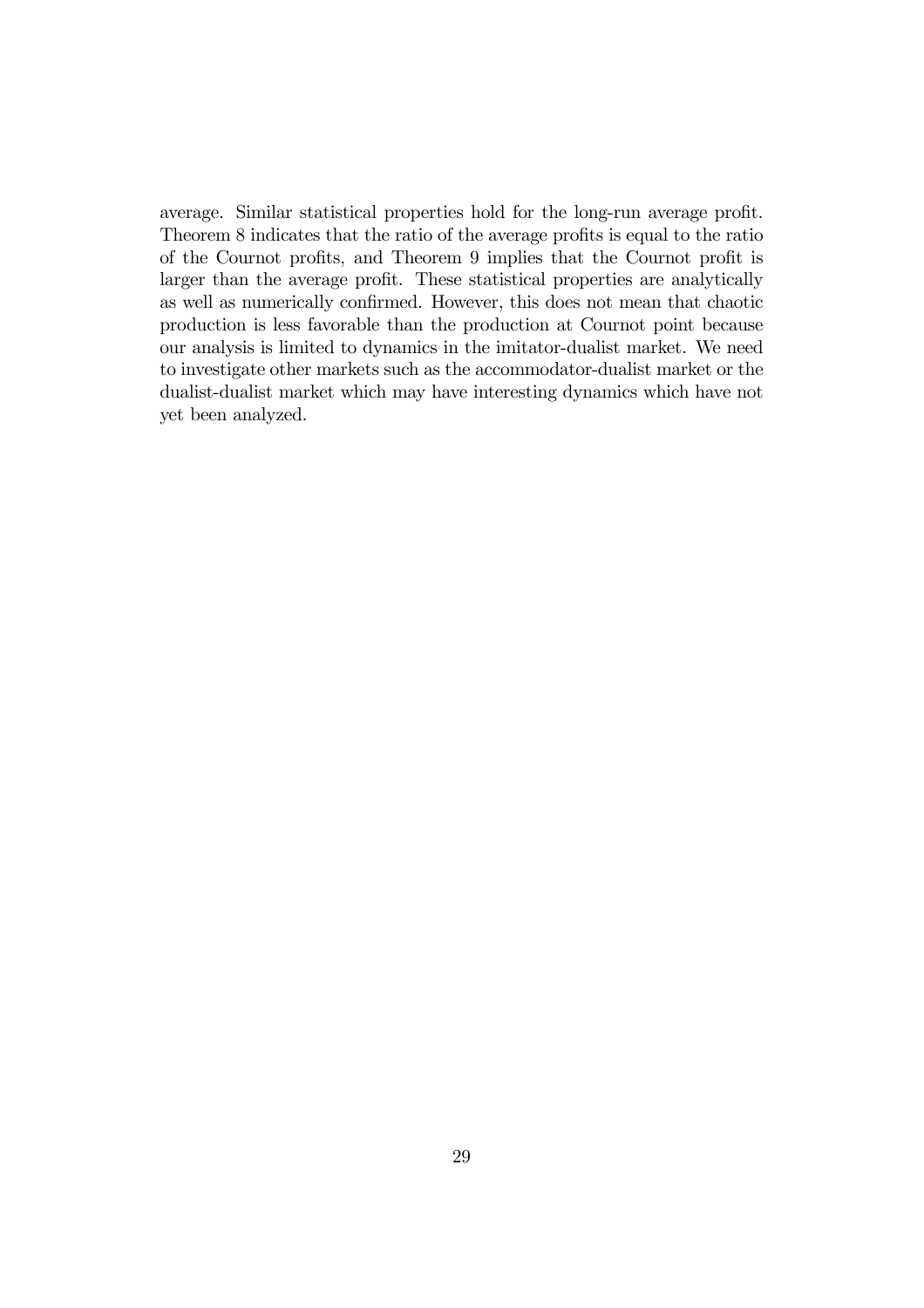average. Similar statistical properties hold for the long-run average profit. Theorem 8 indicates that the ratio of the average profits is equal to the ratio of the Cournot profits, and Theorem 9 implies that the Cournot profit is larger than the average profit. These statistical properties are analytically as well as numerically confirmed. However, this does not mean that chaotic production is less favorable than the production at Cournot point because our analysis is limited to dynamics in the imitator-dualist market. We need to investigate other markets such as the accommodator-dualist market or the dualist-dualist market which may have interesting dynamics which have not yet been analyzed.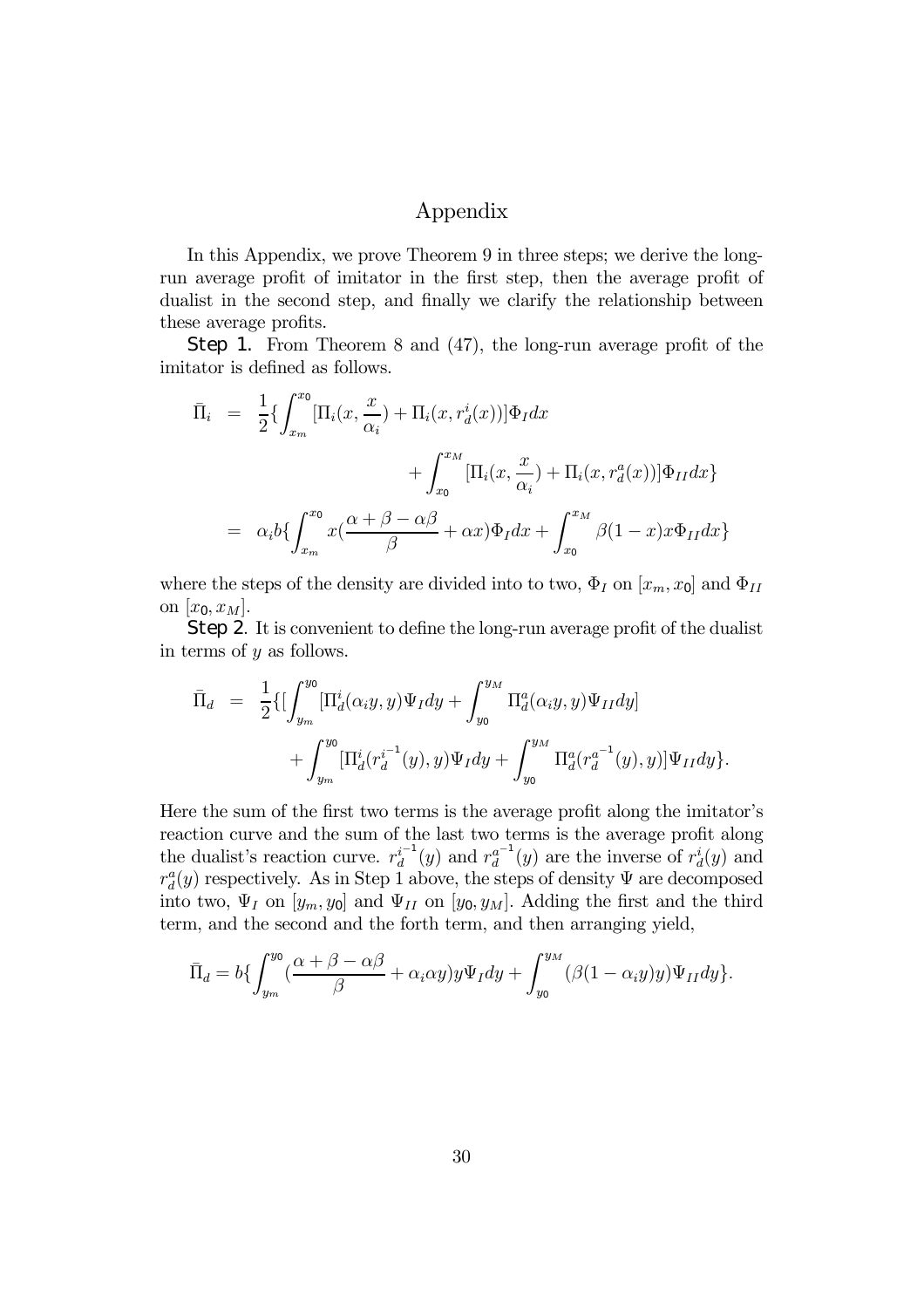# Appendix

In this Appendix, we prove Theorem 9 in three steps; we derive the long-run average profit of imitator in the first step, then the average profit of dualist in the second step, and finally we clarify the relationship between these average profits.

**Step 1.** From Theorem 8 and (47), the long-run average profit of the imitator is defined as follows.

$$
\begin{aligned}
\bar{\Pi}_i &= \frac{1}{2}\{\int_{x_m}^{x_0}[\Pi_i(x, \frac{x}{\alpha_i}) + \Pi_i(x, r_d^i(x))]\Phi_I dx \\
&\qquad\qquad + \int_{x_0}^{x_M}[\Pi_i(x, \frac{x}{\alpha_i}) + \Pi_i(x, r_d^a(x))]\Phi_{II} dx\} \\
&= \alpha_i b\{\int_{x_m}^{x_0} x(\frac{\alpha + \beta - \alpha\beta}{\beta} + \alpha x)\Phi_I dx + \int_{x_0}^{x_M} \beta(1-x)x\Phi_{II} dx\}
\end{aligned}
$$

where the steps of the density are divided into to two, $\Phi_I$ on $[x_m, x_0]$ and $\Phi_{II}$ on $[x_0, x_M]$.

**Step 2.** It is convenient to define the long-run average profit of the dualist in terms of $y$ as follows.

$$
\begin{aligned}
\bar{\Pi}_d &= \frac{1}{2}\{[\int_{y_m}^{y_0}[\Pi_d^i(\alpha_i y, y)\Psi_I dy + \int_{y_0}^{y_M} \Pi_d^a(\alpha_i y, y)\Psi_{II} dy] \\
&\qquad\qquad + \int_{y_m}^{y_0}[\Pi_d^i(r_d^{i^{-1}}(y), y)\Psi_I dy + \int_{y_0}^{y_M} \Pi_d^a(r_d^{a^{-1}}(y), y)]\Psi_{II} dy\}.
\end{aligned}
$$

Here the sum of the first two terms is the average profit along the imitator's reaction curve and the sum of the last two terms is the average profit along the dualist's reaction curve. $r_d^{i^{-1}}(y)$ and $r_d^{a^{-1}}(y)$ are the inverse of $r_d^i(y)$ and $r_d^a(y)$ respectively. As in Step 1 above, the steps of density $\Psi$ are decomposed into two, $\Psi_I$ on $[y_m, y_0]$ and $\Psi_{II}$ on $[y_0, y_M]$. Adding the first and the third term, and the second and the forth term, and then arranging yield,

$$
\bar{\Pi}_d = b\{\int_{y_m}^{y_0}(\frac{\alpha + \beta - \alpha\beta}{\beta} + \alpha_i \alpha y)y\Psi_I dy + \int_{y_0}^{y_M}(\beta(1 - \alpha_i y)y)\Psi_{II} dy\}.
$$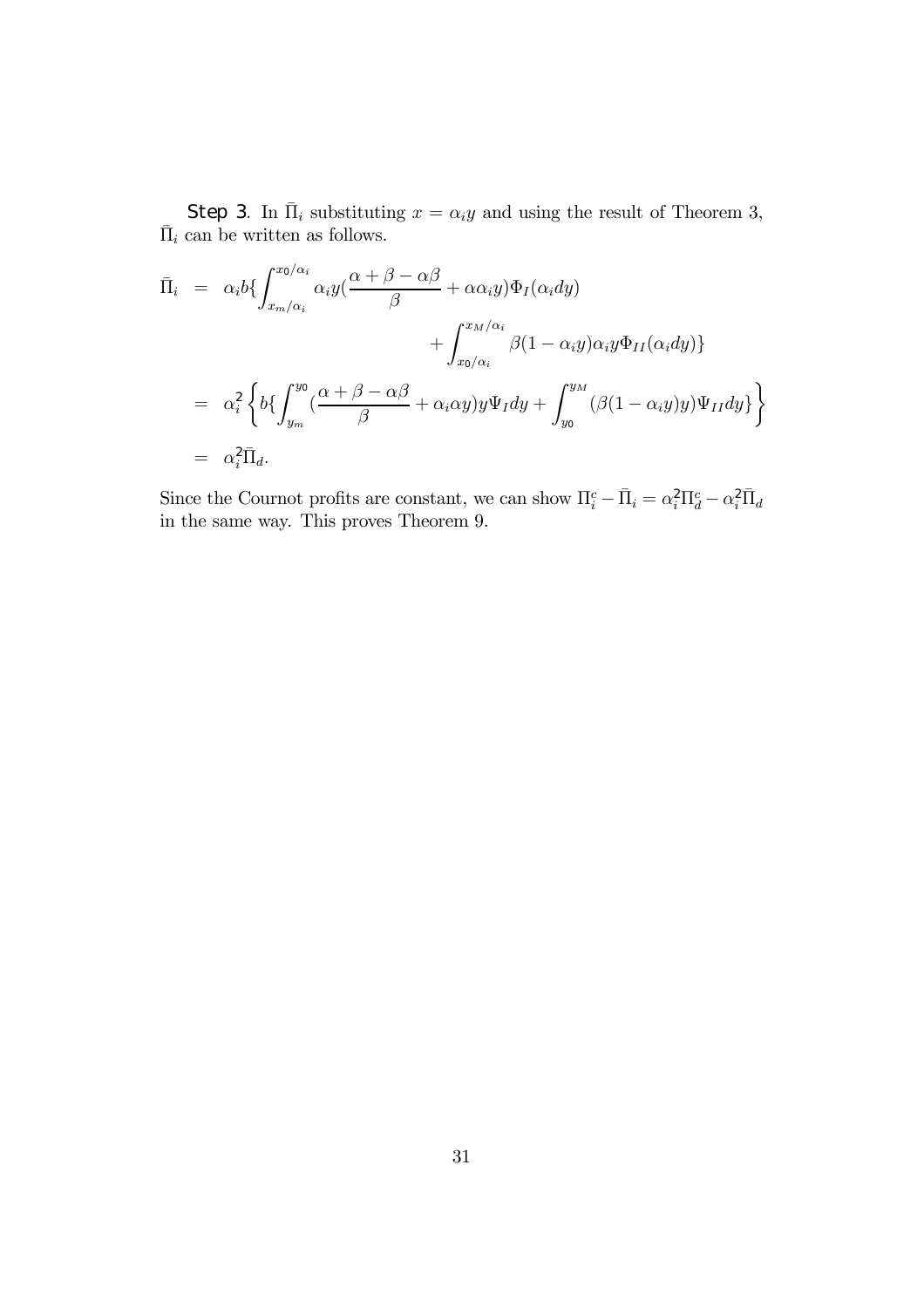**Step 3**. In $\bar{\Pi}_i$ substituting $x = \alpha_i y$ and using the result of Theorem 3, $\bar{\Pi}_i$ can be written as follows.

$$
\begin{aligned}
\bar{\Pi}_i &= \alpha_i b\{\int_{x_m/\alpha_i}^{x_0/\alpha_i} \alpha_i y(\frac{\alpha+\beta-\alpha\beta}{\beta} + \alpha\alpha_i y)\Phi_I(\alpha_i dy) \\
&\qquad\qquad + \int_{x_0/\alpha_i}^{x_M/\alpha_i} \beta(1-\alpha_i y)\alpha_i y \Phi_{II}(\alpha_i dy)\} \\
&= \alpha_i^2 \left\{ b\{\int_{y_m}^{y_0} (\frac{\alpha+\beta-\alpha\beta}{\beta} + \alpha_i \alpha y) y \Psi_I dy + \int_{y_0}^{y_M} (\beta(1-\alpha_i y) y) \Psi_{II} dy\} \right\} \\
&= \alpha_i^2 \bar{\Pi}_d.
\end{aligned}
$$

Since the Cournot profits are constant, we can show $\Pi_i^c - \bar{\Pi}_i = \alpha_i^2 \Pi_d^c - \alpha_i^2 \bar{\Pi}_d$ in the same way. This proves Theorem 9.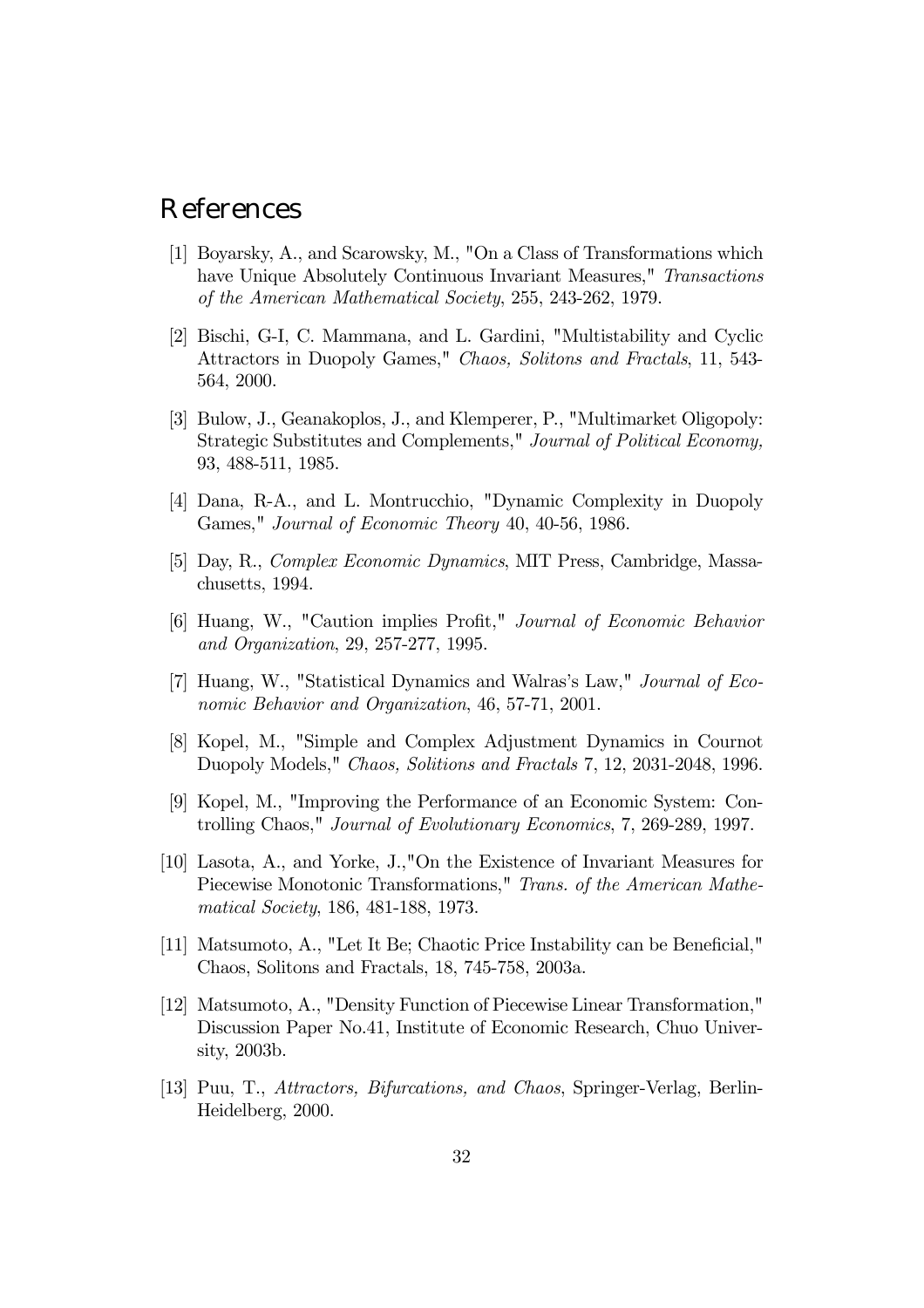# References

[1] Boyarsky, A., and Scarowsky, M., "On a Class of Transformations which have Unique Absolutely Continuous Invariant Measures," *Transactions of the American Mathematical Society*, 255, 243-262, 1979.

[2] Bischi, G-I, C. Mammana, and L. Gardini, "Multistability and Cyclic Attractors in Duopoly Games," *Chaos, Solitons and Fractals*, 11, 543-564, 2000.

[3] Bulow, J., Geanakoplos, J., and Klemperer, P., "Multimarket Oligopoly: Strategic Substitutes and Complements," *Journal of Political Economy,* 93, 488-511, 1985.

[4] Dana, R-A., and L. Montrucchio, "Dynamic Complexity in Duopoly Games," *Journal of Economic Theory* 40, 40-56, 1986.

[5] Day, R., *Complex Economic Dynamics*, MIT Press, Cambridge, Massachusetts, 1994.

[6] Huang, W., "Caution implies Profit," *Journal of Economic Behavior and Organization*, 29, 257-277, 1995.

[7] Huang, W., "Statistical Dynamics and Walras's Law," *Journal of Economic Behavior and Organization*, 46, 57-71, 2001.

[8] Kopel, M., "Simple and Complex Adjustment Dynamics in Cournot Duopoly Models," *Chaos, Solitions and Fractals* 7, 12, 2031-2048, 1996.

[9] Kopel, M., "Improving the Performance of an Economic System: Controlling Chaos," *Journal of Evolutionary Economics*, 7, 269-289, 1997.

[10] Lasota, A., and Yorke, J.,"On the Existence of Invariant Measures for Piecewise Monotonic Transformations," *Trans. of the American Mathematical Society*, 186, 481-188, 1973.

[11] Matsumoto, A., "Let It Be; Chaotic Price Instability can be Beneficial," Chaos, Solitons and Fractals, 18, 745-758, 2003a.

[12] Matsumoto, A., "Density Function of Piecewise Linear Transformation," Discussion Paper No.41, Institute of Economic Research, Chuo University, 2003b.

[13] Puu, T., *Attractors, Bifurcations, and Chaos*, Springer-Verlag, Berlin-Heidelberg, 2000.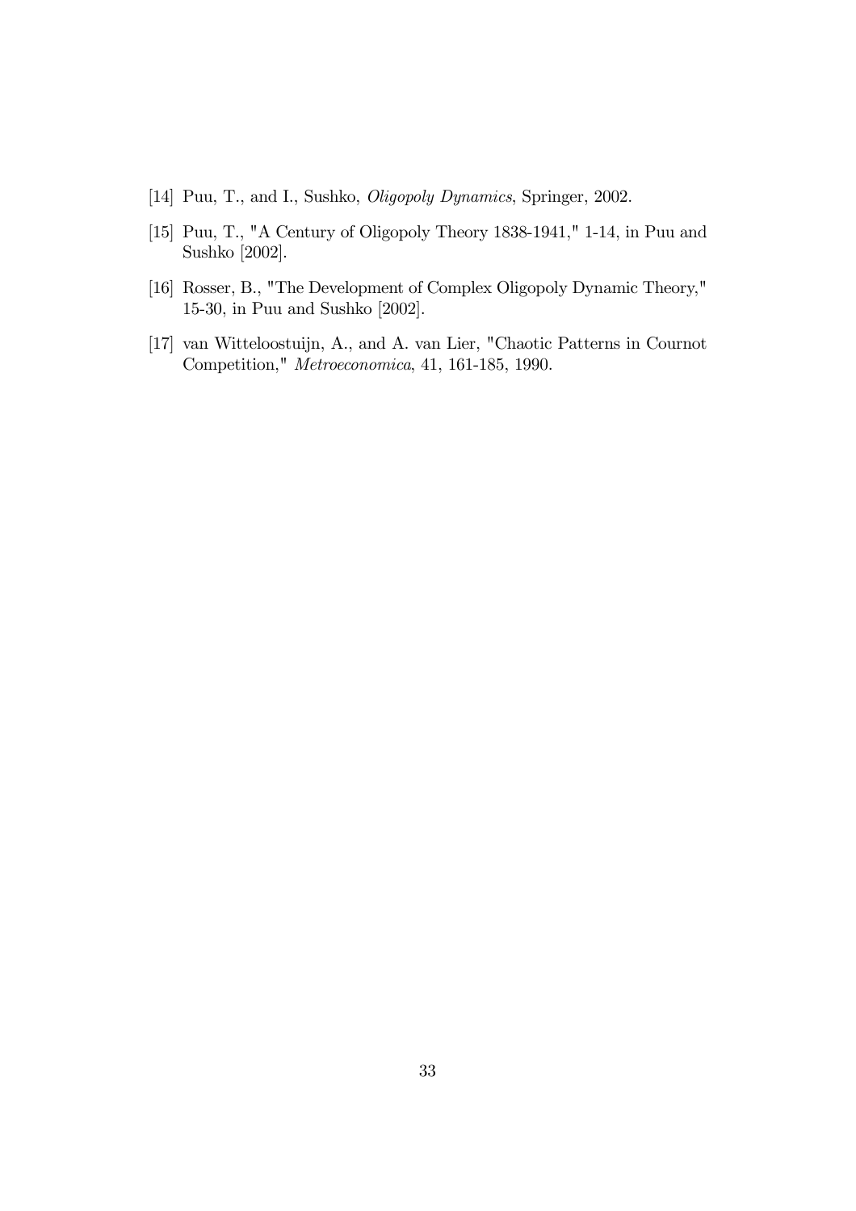[14] Puu, T., and I., Sushko, *Oligopoly Dynamics*, Springer, 2002.

[15] Puu, T., "A Century of Oligopoly Theory 1838-1941," 1-14, in Puu and Sushko [2002].

[16] Rosser, B., "The Development of Complex Oligopoly Dynamic Theory," 15-30, in Puu and Sushko [2002].

[17] van Witteloostuijn, A., and A. van Lier, "Chaotic Patterns in Cournot Competition," *Metroeconomica*, 41, 161-185, 1990.